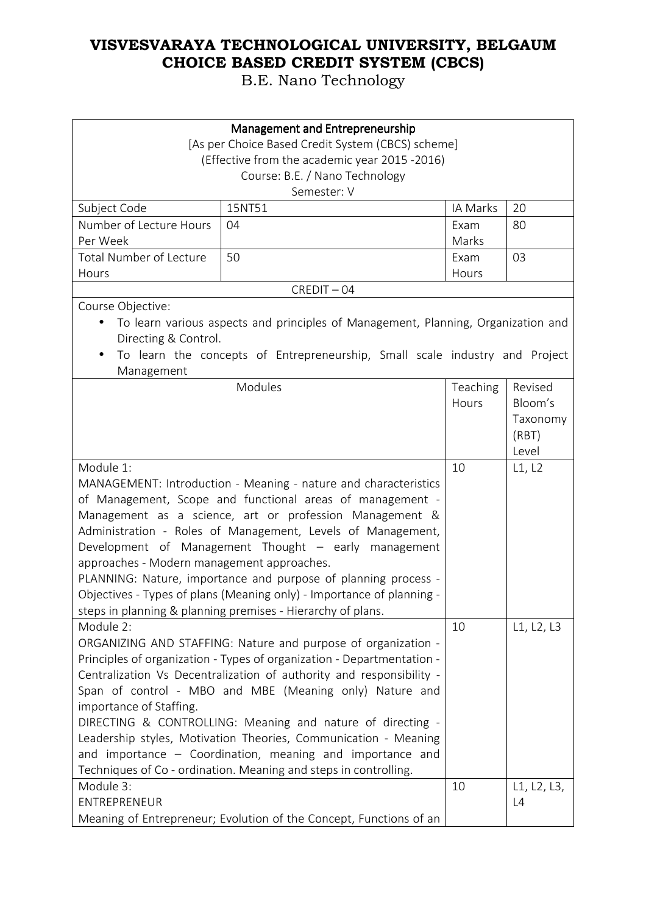# VISVESVARAYA TECHNOLOGICAL UNIVERSITY, BELGAUM
# CHOICE BASED CREDIT SYSTEM (CBCS)

B.E. Nano Technology

| Management and Entrepreneurship<br>[As per Choice Based Credit System (CBCS) scheme]<br>(Effective from the academic year 2015 -2016)<br>Course: B.E. / Nano Technology<br>Semester: V | | | |
|---|---|---|---|
| Subject Code | 15NT51 | IA Marks | 20 |
| Number of Lecture Hours Per Week | 04 | Exam Marks | 80 |
| Total Number of Lecture Hours | 50 | Exam Hours | 03 |
| CREDIT – 04 | | | |

Course Objective:

- To learn various aspects and principles of Management, Planning, Organization and Directing & Control.
- To learn the concepts of Entrepreneurship, Small scale industry and Project Management

| Modules | Teaching Hours | Revised Bloom's Taxonomy (RBT) Level |
|---|---|---|
| Module 1:<br>MANAGEMENT: Introduction - Meaning - nature and characteristics of Management, Scope and functional areas of management - Management as a science, art or profession Management & Administration - Roles of Management, Levels of Management, Development of Management Thought – early management approaches - Modern management approaches.<br>PLANNING: Nature, importance and purpose of planning process - Objectives - Types of plans (Meaning only) - Importance of planning - steps in planning & planning premises - Hierarchy of plans. | 10 | L1, L2 |
| Module 2:<br>ORGANIZING AND STAFFING: Nature and purpose of organization - Principles of organization - Types of organization - Departmentation - Centralization Vs Decentralization of authority and responsibility - Span of control - MBO and MBE (Meaning only) Nature and importance of Staffing.<br>DIRECTING & CONTROLLING: Meaning and nature of directing - Leadership styles, Motivation Theories, Communication - Meaning and importance – Coordination, meaning and importance and Techniques of Co - ordination. Meaning and steps in controlling. | 10 | L1, L2, L3 |
| Module 3:<br>ENTREPRENEUR<br>Meaning of Entrepreneur; Evolution of the Concept, Functions of an | 10 | L1, L2, L3, L4 |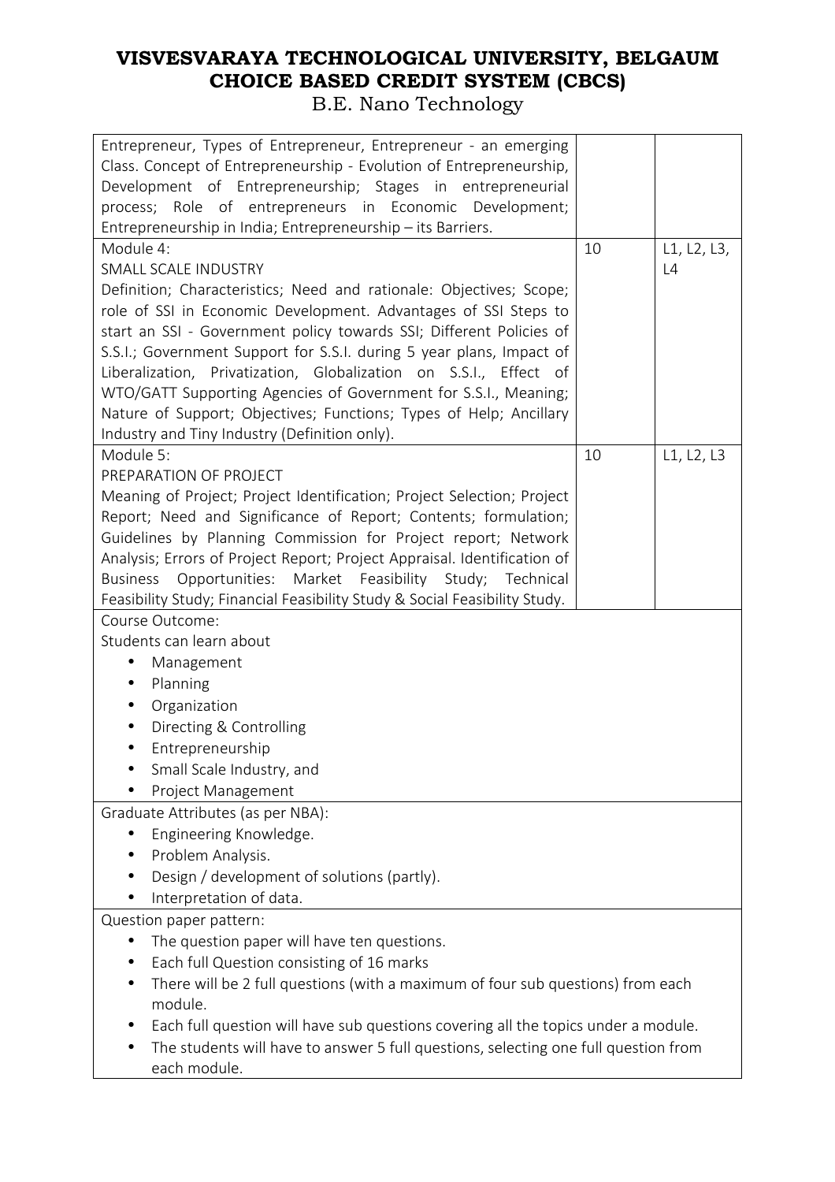| | | |
|---|---|---|
| Entrepreneur, Types of Entrepreneur, Entrepreneur - an emerging Class. Concept of Entrepreneurship - Evolution of Entrepreneurship, Development of Entrepreneurship; Stages in entrepreneurial process; Role of entrepreneurs in Economic Development; Entrepreneurship in India; Entrepreneurship – its Barriers. | | |
| Module 4:<br>SMALL SCALE INDUSTRY<br>Definition; Characteristics; Need and rationale: Objectives; Scope; role of SSI in Economic Development. Advantages of SSI Steps to start an SSI - Government policy towards SSI; Different Policies of S.S.I.; Government Support for S.S.I. during 5 year plans, Impact of Liberalization, Privatization, Globalization on S.S.I., Effect of WTO/GATT Supporting Agencies of Government for S.S.I., Meaning; Nature of Support; Objectives; Functions; Types of Help; Ancillary Industry and Tiny Industry (Definition only). | 10 | L1, L2, L3, L4 |
| Module 5:<br>PREPARATION OF PROJECT<br>Meaning of Project; Project Identification; Project Selection; Project Report; Need and Significance of Report; Contents; formulation; Guidelines by Planning Commission for Project report; Network Analysis; Errors of Project Report; Project Appraisal. Identification of Business Opportunities: Market Feasibility Study; Technical Feasibility Study; Financial Feasibility Study & Social Feasibility Study. | 10 | L1, L2, L3 |

Course Outcome:

Students can learn about

- Management
- Planning
- Organization
- Directing & Controlling
- Entrepreneurship
- Small Scale Industry, and
- Project Management

Graduate Attributes (as per NBA):

- Engineering Knowledge.
- Problem Analysis.
- Design / development of solutions (partly).
- Interpretation of data.

Question paper pattern:

- The question paper will have ten questions.
- Each full Question consisting of 16 marks
- There will be 2 full questions (with a maximum of four sub questions) from each module.
- Each full question will have sub questions covering all the topics under a module.
- The students will have to answer 5 full questions, selecting one full question from each module.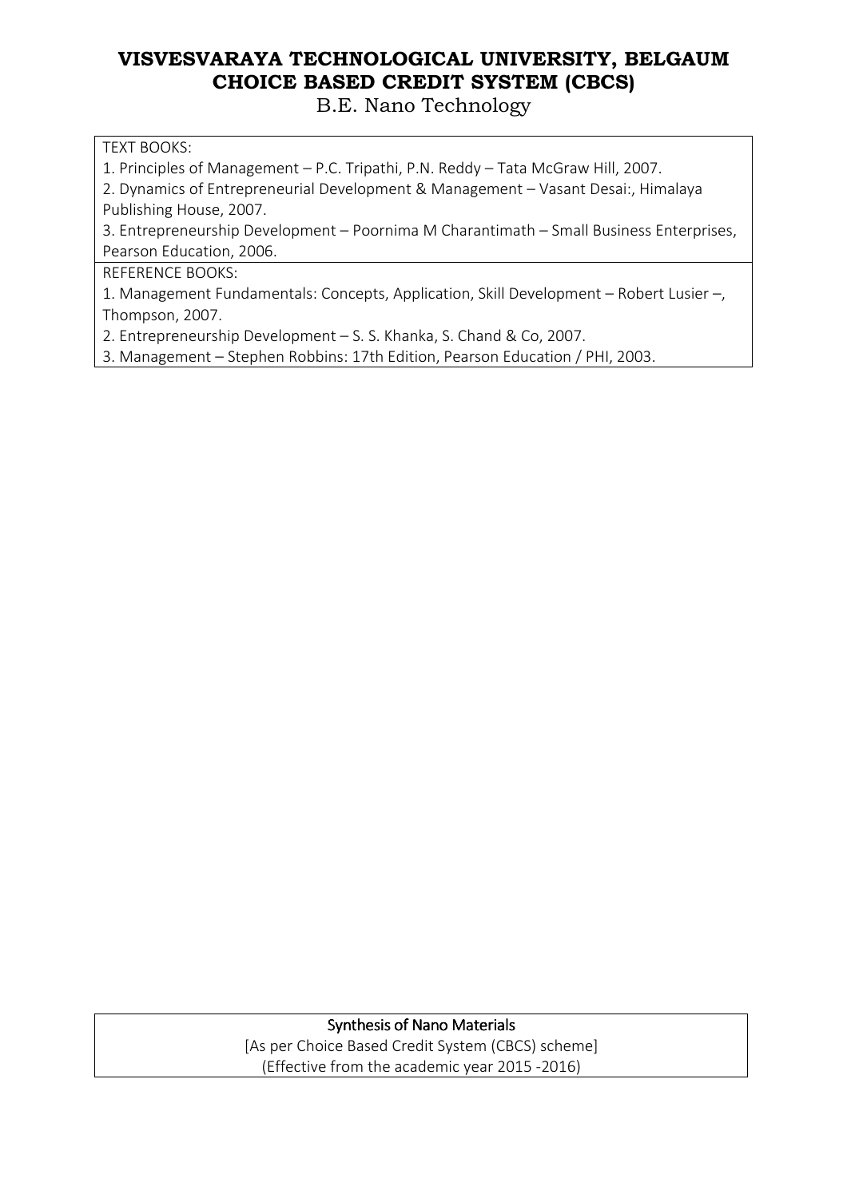TEXT BOOKS:

1. Principles of Management – P.C. Tripathi, P.N. Reddy – Tata McGraw Hill, 2007.
2. Dynamics of Entrepreneurial Development & Management – Vasant Desai:, Himalaya Publishing House, 2007.
3. Entrepreneurship Development – Poornima M Charantimath – Small Business Enterprises, Pearson Education, 2006.

REFERENCE BOOKS:

1. Management Fundamentals: Concepts, Application, Skill Development – Robert Lusier –, Thompson, 2007.
2. Entrepreneurship Development – S. S. Khanka, S. Chand & Co, 2007.
3. Management – Stephen Robbins: 17th Edition, Pearson Education / PHI, 2003.

## Synthesis of Nano Materials

[As per Choice Based Credit System (CBCS) scheme]

(Effective from the academic year 2015 -2016)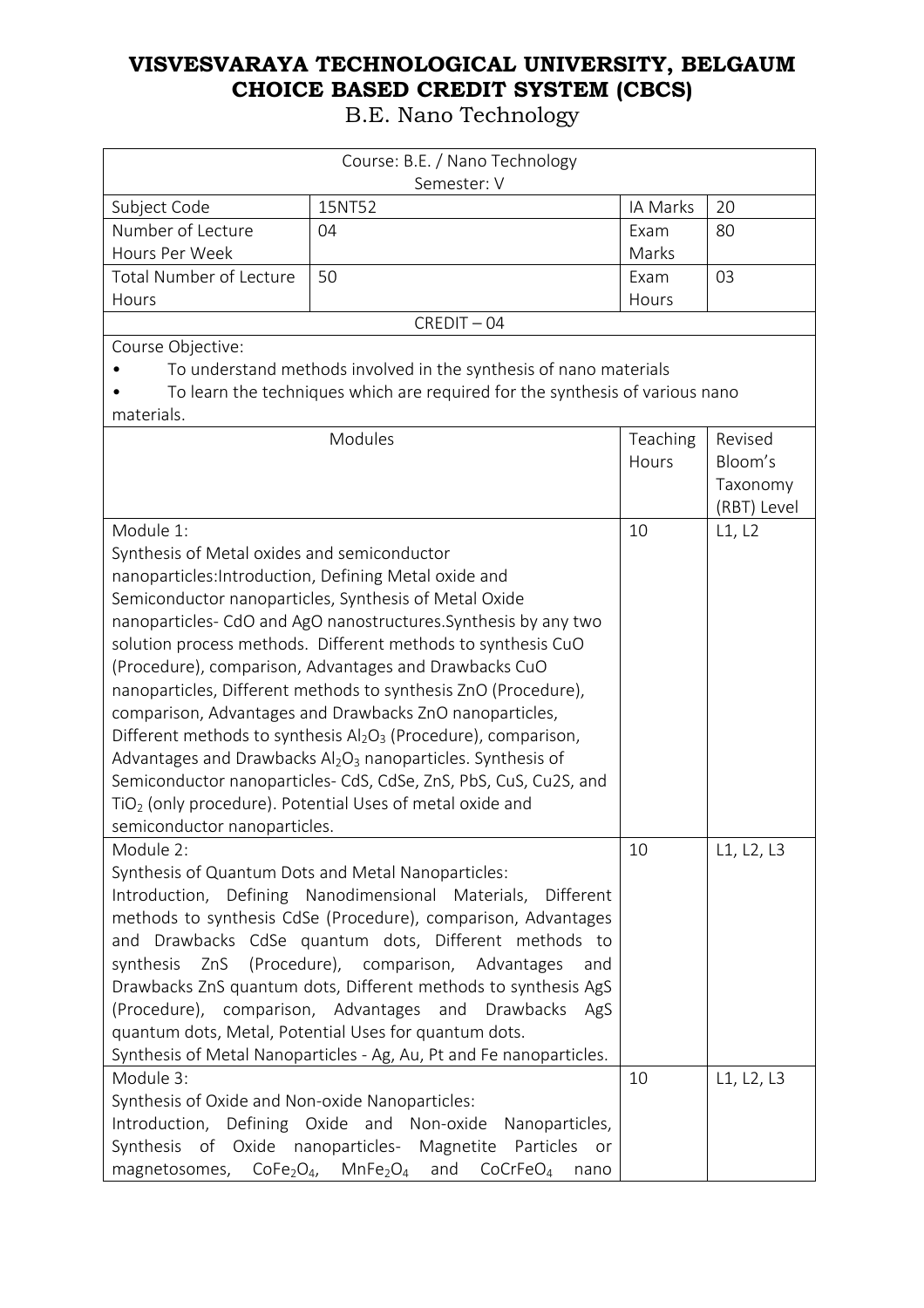# VISVESVARAYA TECHNOLOGICAL UNIVERSITY, BELGAUM
# CHOICE BASED CREDIT SYSTEM (CBCS)
## B.E. Nano Technology

| Course: B.E. / Nano Technology Semester: V | | | |
|---|---|---|---|
| Subject Code | 15NT52 | IA Marks | 20 |
| Number of Lecture Hours Per Week | 04 | Exam Marks | 80 |
| Total Number of Lecture Hours | 50 | Exam Hours | 03 |
| CREDIT – 04 | | | |

Course Objective:

- To understand methods involved in the synthesis of nano materials
- To learn the techniques which are required for the synthesis of various nano materials.

| Modules | Teaching Hours | Revised Bloom's Taxonomy (RBT) Level |
|---|---|---|
| Module 1: Synthesis of Metal oxides and semiconductor nanoparticles:Introduction, Defining Metal oxide and Semiconductor nanoparticles, Synthesis of Metal Oxide nanoparticles- CdO and AgO nanostructures.Synthesis by any two solution process methods. Different methods to synthesis CuO (Procedure), comparison, Advantages and Drawbacks CuO nanoparticles, Different methods to synthesis ZnO (Procedure), comparison, Advantages and Drawbacks ZnO nanoparticles, Different methods to synthesis $Al_2O_3$ (Procedure), comparison, Advantages and Drawbacks $Al_2O_3$ nanoparticles. Synthesis of Semiconductor nanoparticles- CdS, CdSe, ZnS, PbS, CuS, Cu2S, and $TiO_2$ (only procedure). Potential Uses of metal oxide and semiconductor nanoparticles. | 10 | L1, L2 |
| Module 2: Synthesis of Quantum Dots and Metal Nanoparticles: Introduction, Defining Nanodimensional Materials, Different methods to synthesis CdSe (Procedure), comparison, Advantages and Drawbacks CdSe quantum dots, Different methods to synthesis ZnS (Procedure), comparison, Advantages and Drawbacks ZnS quantum dots, Different methods to synthesis AgS (Procedure), comparison, Advantages and Drawbacks AgS quantum dots, Metal, Potential Uses for quantum dots. Synthesis of Metal Nanoparticles - Ag, Au, Pt and Fe nanoparticles. | 10 | L1, L2, L3 |
| Module 3: Synthesis of Oxide and Non-oxide Nanoparticles: Introduction, Defining Oxide and Non-oxide Nanoparticles, Synthesis of Oxide nanoparticles- Magnetite Particles or magnetosomes, $CoFe_2O_4$, $MnFe_2O_4$ and $CoCrFeO_4$ nano | 10 | L1, L2, L3 |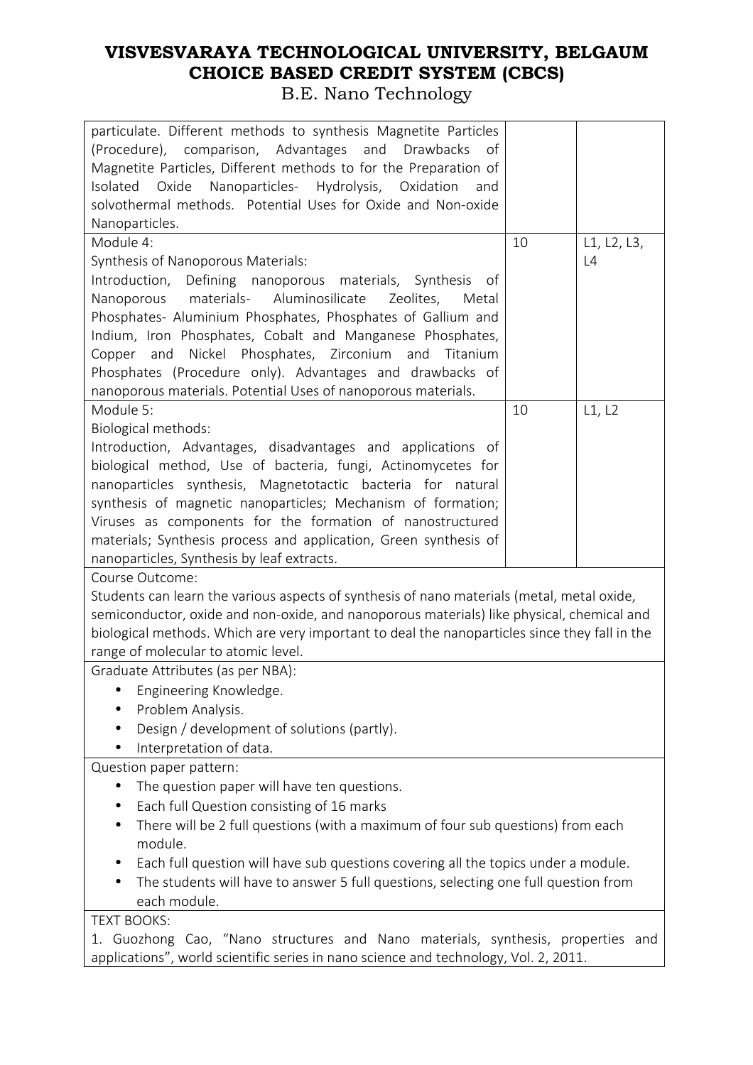| | | |
|---|---|---|
| particulate. Different methods to synthesis Magnetite Particles (Procedure), comparison, Advantages and Drawbacks of Magnetite Particles, Different methods to for the Preparation of Isolated Oxide Nanoparticles- Hydrolysis, Oxidation and solvothermal methods. Potential Uses for Oxide and Non-oxide Nanoparticles. | | |
| Module 4:<br>Synthesis of Nanoporous Materials:<br>Introduction, Defining nanoporous materials, Synthesis of Nanoporous materials- Aluminosilicate Zeolites, Metal Phosphates- Aluminium Phosphates, Phosphates of Gallium and Indium, Iron Phosphates, Cobalt and Manganese Phosphates, Copper and Nickel Phosphates, Zirconium and Titanium Phosphates (Procedure only). Advantages and drawbacks of nanoporous materials. Potential Uses of nanoporous materials. | 10 | L1, L2, L3, L4 |
| Module 5:<br>Biological methods:<br>Introduction, Advantages, disadvantages and applications of biological method, Use of bacteria, fungi, Actinomycetes for nanoparticles synthesis, Magnetotactic bacteria for natural synthesis of magnetic nanoparticles; Mechanism of formation; Viruses as components for the formation of nanostructured materials; Synthesis process and application, Green synthesis of nanoparticles, Synthesis by leaf extracts. | 10 | L1, L2 |

Course Outcome:

Students can learn the various aspects of synthesis of nano materials (metal, metal oxide, semiconductor, oxide and non-oxide, and nanoporous materials) like physical, chemical and biological methods. Which are very important to deal the nanoparticles since they fall in the range of molecular to atomic level.

Graduate Attributes (as per NBA):

- Engineering Knowledge.
- Problem Analysis.
- Design / development of solutions (partly).
- Interpretation of data.

Question paper pattern:

- The question paper will have ten questions.
- Each full Question consisting of 16 marks
- There will be 2 full questions (with a maximum of four sub questions) from each module.
- Each full question will have sub questions covering all the topics under a module.
- The students will have to answer 5 full questions, selecting one full question from each module.

TEXT BOOKS:

1. Guozhong Cao, "Nano structures and Nano materials, synthesis, properties and applications", world scientific series in nano science and technology, Vol. 2, 2011.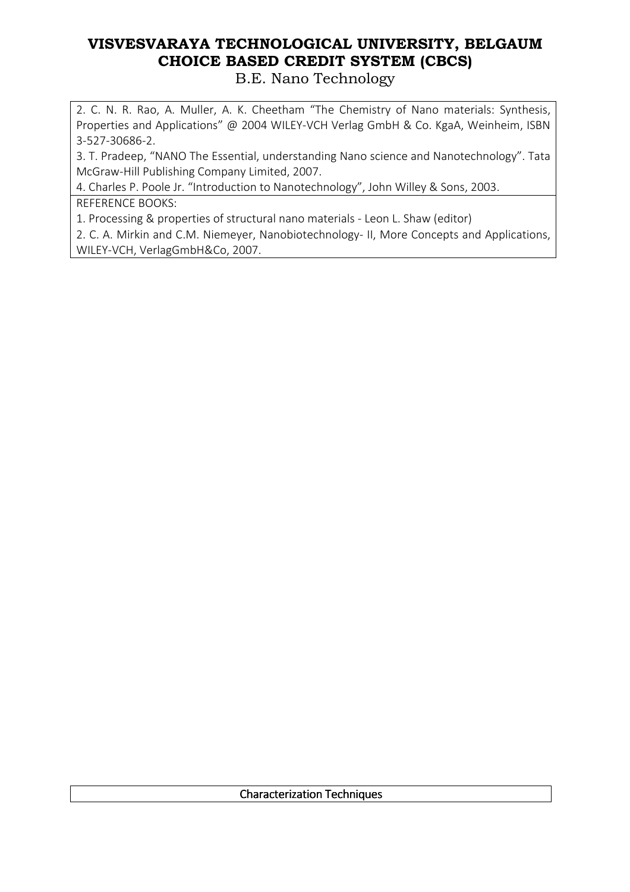2. C. N. R. Rao, A. Muller, A. K. Cheetham "The Chemistry of Nano materials: Synthesis, Properties and Applications" @ 2004 WILEY-VCH Verlag GmbH & Co. KgaA, Weinheim, ISBN 3-527-30686-2.

3. T. Pradeep, "NANO The Essential, understanding Nano science and Nanotechnology". Tata McGraw-Hill Publishing Company Limited, 2007.

4. Charles P. Poole Jr. "Introduction to Nanotechnology", John Willey & Sons, 2003.

REFERENCE BOOKS:

1. Processing & properties of structural nano materials - Leon L. Shaw (editor)

2. C. A. Mirkin and C.M. Niemeyer, Nanobiotechnology- II, More Concepts and Applications, WILEY-VCH, VerlagGmbH&Co, 2007.

## Characterization Techniques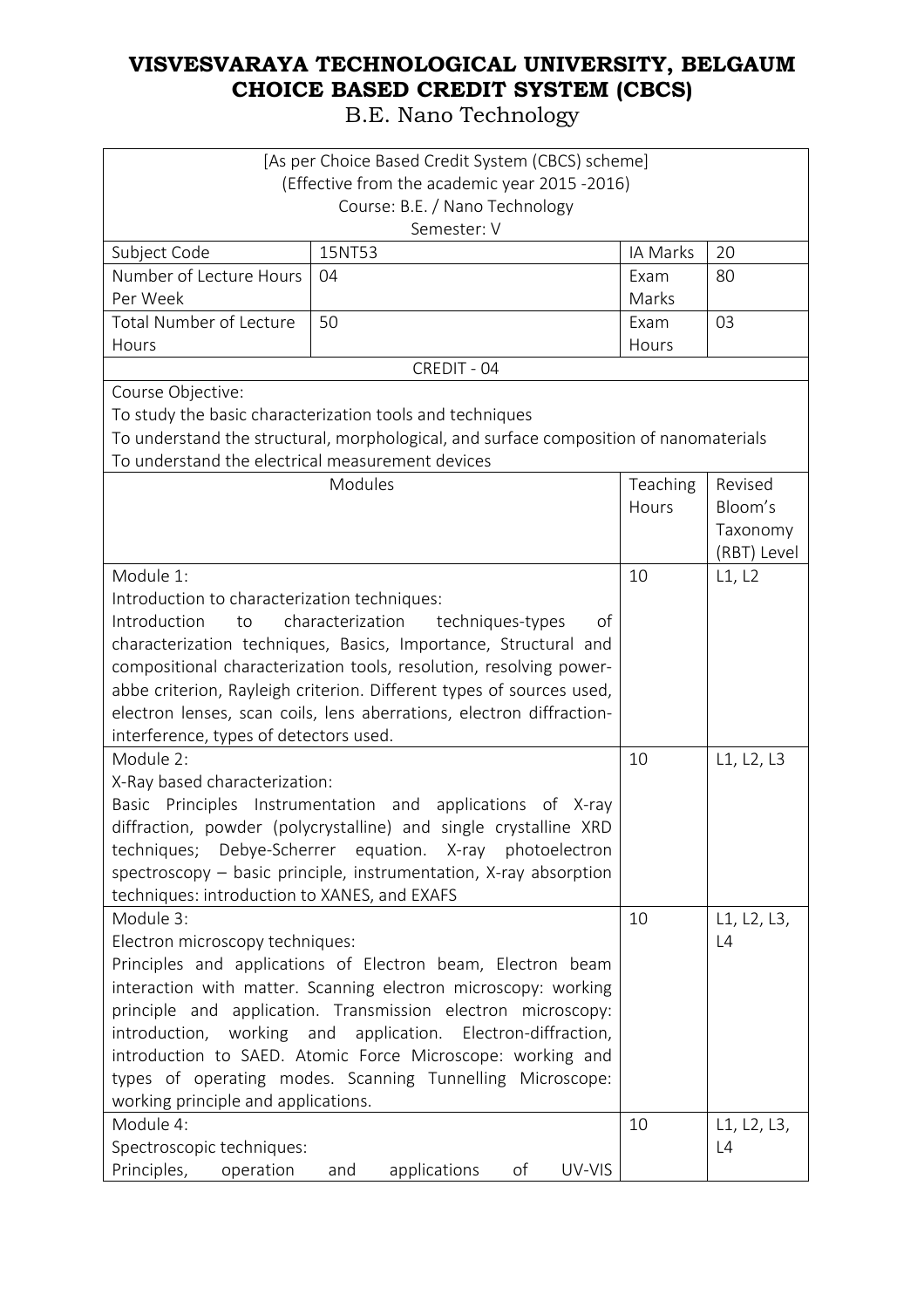# VISVESVARAYA TECHNOLOGICAL UNIVERSITY, BELGAUM
# CHOICE BASED CREDIT SYSTEM (CBCS)
## B.E. Nano Technology

| [As per Choice Based Credit System (CBCS) scheme] (Effective from the academic year 2015 -2016) Course: B.E. / Nano Technology Semester: V | | | |
|---|---|---|---|
| Subject Code | 15NT53 | IA Marks | 20 |
| Number of Lecture Hours Per Week | 04 | Exam Marks | 80 |
| Total Number of Lecture Hours | 50 | Exam Hours | 03 |
| CREDIT - 04 | | | |

Course Objective:
To study the basic characterization tools and techniques
To understand the structural, morphological, and surface composition of nanomaterials
To understand the electrical measurement devices

| Modules | Teaching Hours | Revised Bloom's Taxonomy (RBT) Level |
|---|---|---|
| Module 1: Introduction to characterization techniques: Introduction to characterization techniques-types of characterization techniques, Basics, Importance, Structural and compositional characterization tools, resolution, resolving power-abbe criterion, Rayleigh criterion. Different types of sources used, electron lenses, scan coils, lens aberrations, electron diffraction-interference, types of detectors used. | 10 | L1, L2 |
| Module 2: X-Ray based characterization: Basic Principles Instrumentation and applications of X-ray diffraction, powder (polycrystalline) and single crystalline XRD techniques; Debye-Scherrer equation. X-ray photoelectron spectroscopy – basic principle, instrumentation, X-ray absorption techniques: introduction to XANES, and EXAFS | 10 | L1, L2, L3 |
| Module 3: Electron microscopy techniques: Principles and applications of Electron beam, Electron beam interaction with matter. Scanning electron microscopy: working principle and application. Transmission electron microscopy: introduction, working and application. Electron-diffraction, introduction to SAED. Atomic Force Microscope: working and types of operating modes. Scanning Tunnelling Microscope: working principle and applications. | 10 | L1, L2, L3, L4 |
| Module 4: Spectroscopic techniques: Principles, operation and applications of UV-VIS | 10 | L1, L2, L3, L4 |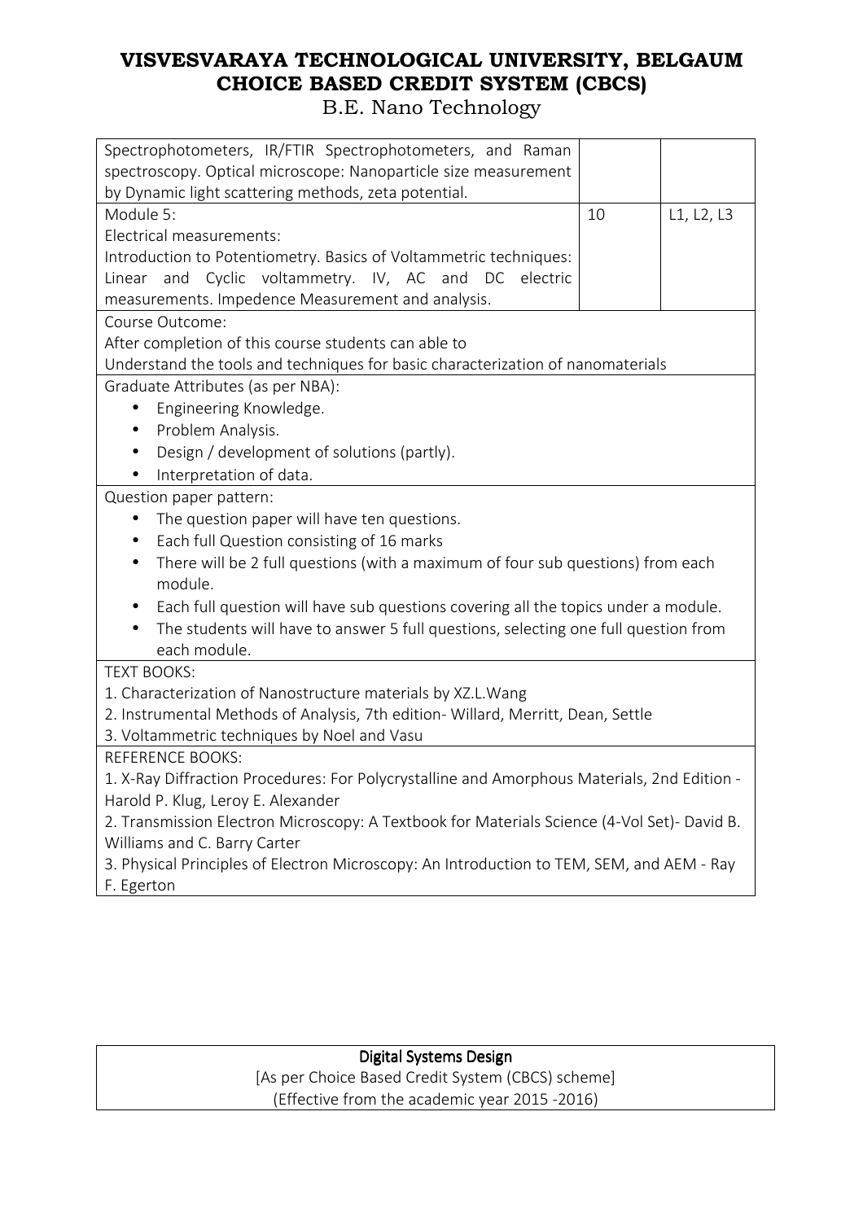| | | |
|---|---|---|
| Spectrophotometers, IR/FTIR Spectrophotometers, and Raman spectroscopy. Optical microscope: Nanoparticle size measurement by Dynamic light scattering methods, zeta potential. | | |
| Module 5:<br>Electrical measurements:<br>Introduction to Potentiometry. Basics of Voltammetric techniques: Linear and Cyclic voltammetry. IV, AC and DC electric measurements. Impedence Measurement and analysis. | 10 | L1, L2, L3 |

Course Outcome:

After completion of this course students can able to

Understand the tools and techniques for basic characterization of nanomaterials

Graduate Attributes (as per NBA):

- Engineering Knowledge.
- Problem Analysis.
- Design / development of solutions (partly).
- Interpretation of data.

Question paper pattern:

- The question paper will have ten questions.
- Each full Question consisting of 16 marks
- There will be 2 full questions (with a maximum of four sub questions) from each module.
- Each full question will have sub questions covering all the topics under a module.
- The students will have to answer 5 full questions, selecting one full question from each module.

TEXT BOOKS:

1. Characterization of Nanostructure materials by XZ.L.Wang
2. Instrumental Methods of Analysis, 7th edition- Willard, Merritt, Dean, Settle
3. Voltammetric techniques by Noel and Vasu

REFERENCE BOOKS:

1. X-Ray Diffraction Procedures: For Polycrystalline and Amorphous Materials, 2nd Edition - Harold P. Klug, Leroy E. Alexander
2. Transmission Electron Microscopy: A Textbook for Materials Science (4-Vol Set)- David B. Williams and C. Barry Carter
3. Physical Principles of Electron Microscopy: An Introduction to TEM, SEM, and AEM - Ray F. Egerton

**Digital Systems Design**

[As per Choice Based Credit System (CBCS) scheme]

(Effective from the academic year 2015 -2016)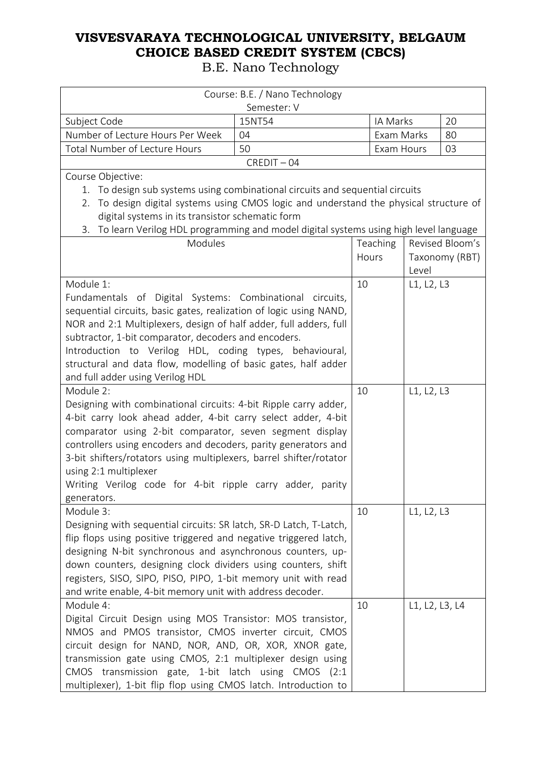# VISVESVARAYA TECHNOLOGICAL UNIVERSITY, BELGAUM
# CHOICE BASED CREDIT SYSTEM (CBCS)

B.E. Nano Technology

| Course: B.E. / Nano Technology<br>Semester: V | | | |
|---|---|---|---|
| Subject Code | 15NT54 | IA Marks | 20 |
| Number of Lecture Hours Per Week | 04 | Exam Marks | 80 |
| Total Number of Lecture Hours | 50 | Exam Hours | 03 |
| CREDIT – 04 | | | |

Course Objective:

1. To design sub systems using combinational circuits and sequential circuits
2. To design digital systems using CMOS logic and understand the physical structure of digital systems in its transistor schematic form
3. To learn Verilog HDL programming and model digital systems using high level language

| Modules | Teaching Hours | Revised Bloom's Taxonomy (RBT) Level |
|---|---|---|
| Module 1:<br>Fundamentals of Digital Systems: Combinational circuits, sequential circuits, basic gates, realization of logic using NAND, NOR and 2:1 Multiplexers, design of half adder, full adders, full subtractor, 1-bit comparator, decoders and encoders.<br>Introduction to Verilog HDL, coding types, behavioural, structural and data flow, modelling of basic gates, half adder and full adder using Verilog HDL | 10 | L1, L2, L3 |
| Module 2:<br>Designing with combinational circuits: 4-bit Ripple carry adder, 4-bit carry look ahead adder, 4-bit carry select adder, 4-bit comparator using 2-bit comparator, seven segment display controllers using encoders and decoders, parity generators and 3-bit shifters/rotators using multiplexers, barrel shifter/rotator using 2:1 multiplexer<br>Writing Verilog code for 4-bit ripple carry adder, parity generators. | 10 | L1, L2, L3 |
| Module 3:<br>Designing with sequential circuits: SR latch, SR-D Latch, T-Latch, flip flops using positive triggered and negative triggered latch, designing N-bit synchronous and asynchronous counters, up-down counters, designing clock dividers using counters, shift registers, SISO, SIPO, PISO, PIPO, 1-bit memory unit with read and write enable, 4-bit memory unit with address decoder. | 10 | L1, L2, L3 |
| Module 4:<br>Digital Circuit Design using MOS Transistor: MOS transistor, NMOS and PMOS transistor, CMOS inverter circuit, CMOS circuit design for NAND, NOR, AND, OR, XOR, XNOR gate, transmission gate using CMOS, 2:1 multiplexer design using CMOS transmission gate, 1-bit latch using CMOS (2:1 multiplexer), 1-bit flip flop using CMOS latch. Introduction to | 10 | L1, L2, L3, L4 |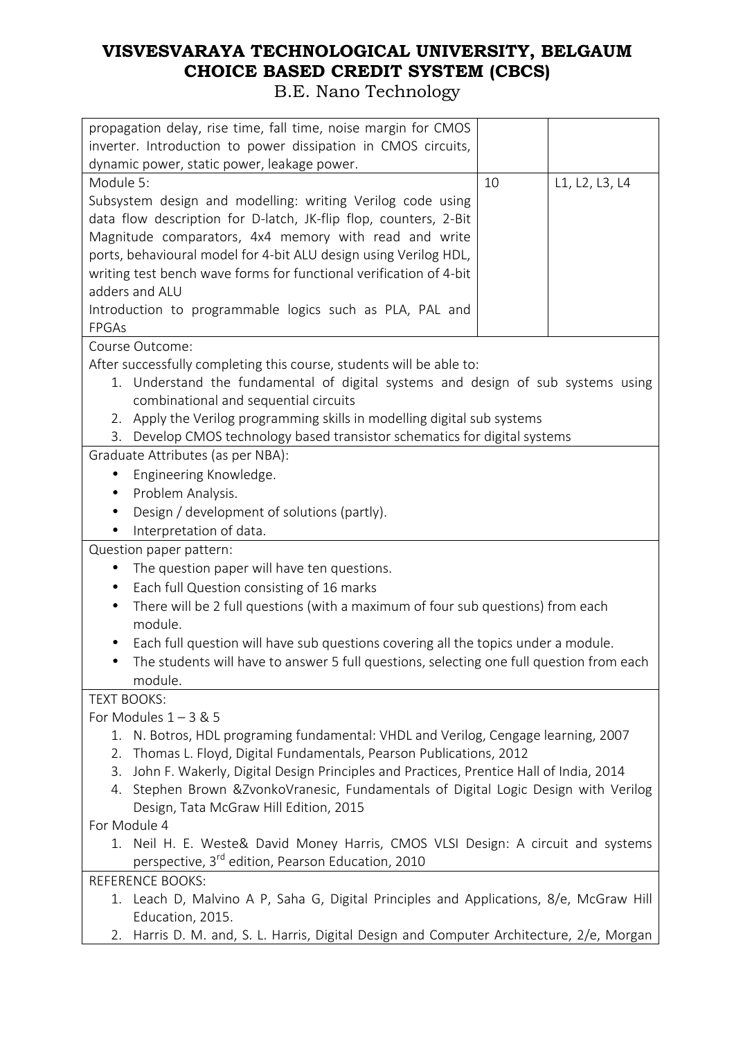| | | |
|---|---|---|
| propagation delay, rise time, fall time, noise margin for CMOS inverter. Introduction to power dissipation in CMOS circuits, dynamic power, static power, leakage power. | | |
| Module 5:<br>Subsystem design and modelling: writing Verilog code using data flow description for D-latch, JK-flip flop, counters, 2-Bit Magnitude comparators, 4x4 memory with read and write ports, behavioural model for 4-bit ALU design using Verilog HDL, writing test bench wave forms for functional verification of 4-bit adders and ALU<br>Introduction to programmable logics such as PLA, PAL and FPGAs | 10 | L1, L2, L3, L4 |

Course Outcome:

After successfully completing this course, students will be able to:

1. Understand the fundamental of digital systems and design of sub systems using combinational and sequential circuits
2. Apply the Verilog programming skills in modelling digital sub systems
3. Develop CMOS technology based transistor schematics for digital systems

Graduate Attributes (as per NBA):

- Engineering Knowledge.
- Problem Analysis.
- Design / development of solutions (partly).
- Interpretation of data.

Question paper pattern:

- The question paper will have ten questions.
- Each full Question consisting of 16 marks
- There will be 2 full questions (with a maximum of four sub questions) from each module.
- Each full question will have sub questions covering all the topics under a module.
- The students will have to answer 5 full questions, selecting one full question from each module.

TEXT BOOKS:

For Modules 1 – 3 & 5

1. N. Botros, HDL programing fundamental: VHDL and Verilog, Cengage learning, 2007
2. Thomas L. Floyd, Digital Fundamentals, Pearson Publications, 2012
3. John F. Wakerly, Digital Design Principles and Practices, Prentice Hall of India, 2014
4. Stephen Brown &ZvonkoVranesic, Fundamentals of Digital Logic Design with Verilog Design, Tata McGraw Hill Edition, 2015

For Module 4

1. Neil H. E. Weste& David Money Harris, CMOS VLSI Design: A circuit and systems perspective, 3rd edition, Pearson Education, 2010

REFERENCE BOOKS:

1. Leach D, Malvino A P, Saha G, Digital Principles and Applications, 8/e, McGraw Hill Education, 2015.
2. Harris D. M. and, S. L. Harris, Digital Design and Computer Architecture, 2/e, Morgan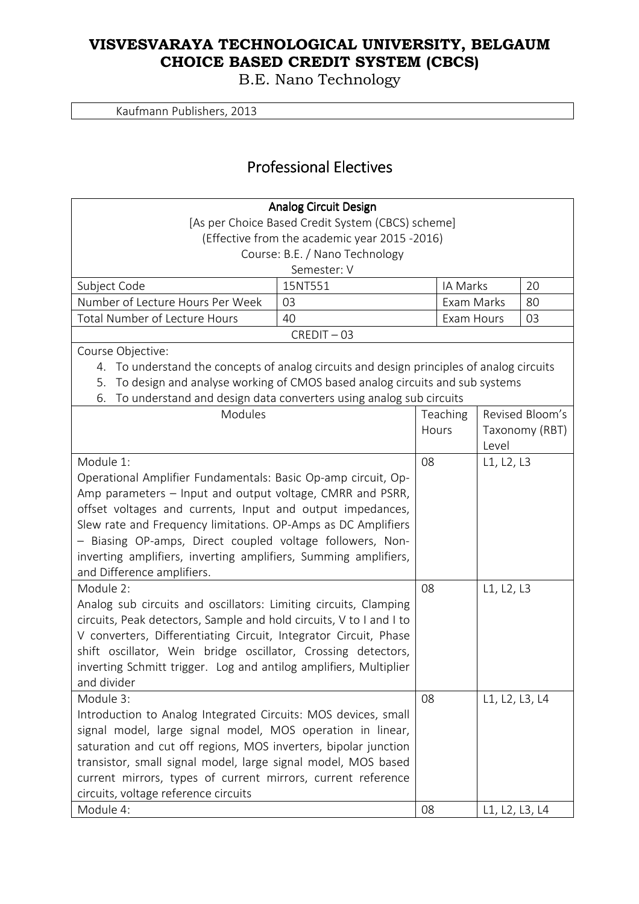| Kaufmann Publishers, 2013 |
|---|

## Professional Electives

| Analog Circuit Design<br>[As per Choice Based Credit System (CBCS) scheme]<br>(Effective from the academic year 2015 -2016)<br>Course: B.E. / Nano Technology<br>Semester: V | | | |
|---|---|---|---|
| Subject Code | 15NT551 | IA Marks | 20 |
| Number of Lecture Hours Per Week | 03 | Exam Marks | 80 |
| Total Number of Lecture Hours | 40 | Exam Hours | 03 |
| CREDIT – 03 | | | |

Course Objective:

4. To understand the concepts of analog circuits and design principles of analog circuits
5. To design and analyse working of CMOS based analog circuits and sub systems
6. To understand and design data converters using analog sub circuits

| Modules | Teaching Hours | Revised Bloom's Taxonomy (RBT) Level |
|---|---|---|
| Module 1:<br>Operational Amplifier Fundamentals: Basic Op-amp circuit, Op-Amp parameters – Input and output voltage, CMRR and PSRR, offset voltages and currents, Input and output impedances, Slew rate and Frequency limitations. OP-Amps as DC Amplifiers – Biasing OP-amps, Direct coupled voltage followers, Non-inverting amplifiers, inverting amplifiers, Summing amplifiers, and Difference amplifiers. | 08 | L1, L2, L3 |
| Module 2:<br>Analog sub circuits and oscillators: Limiting circuits, Clamping circuits, Peak detectors, Sample and hold circuits, V to I and I to V converters, Differentiating Circuit, Integrator Circuit, Phase shift oscillator, Wein bridge oscillator, Crossing detectors, inverting Schmitt trigger. Log and antilog amplifiers, Multiplier and divider | 08 | L1, L2, L3 |
| Module 3:<br>Introduction to Analog Integrated Circuits: MOS devices, small signal model, large signal model, MOS operation in linear, saturation and cut off regions, MOS inverters, bipolar junction transistor, small signal model, large signal model, MOS based current mirrors, types of current mirrors, current reference circuits, voltage reference circuits | 08 | L1, L2, L3, L4 |
| Module 4: | 08 | L1, L2, L3, L4 |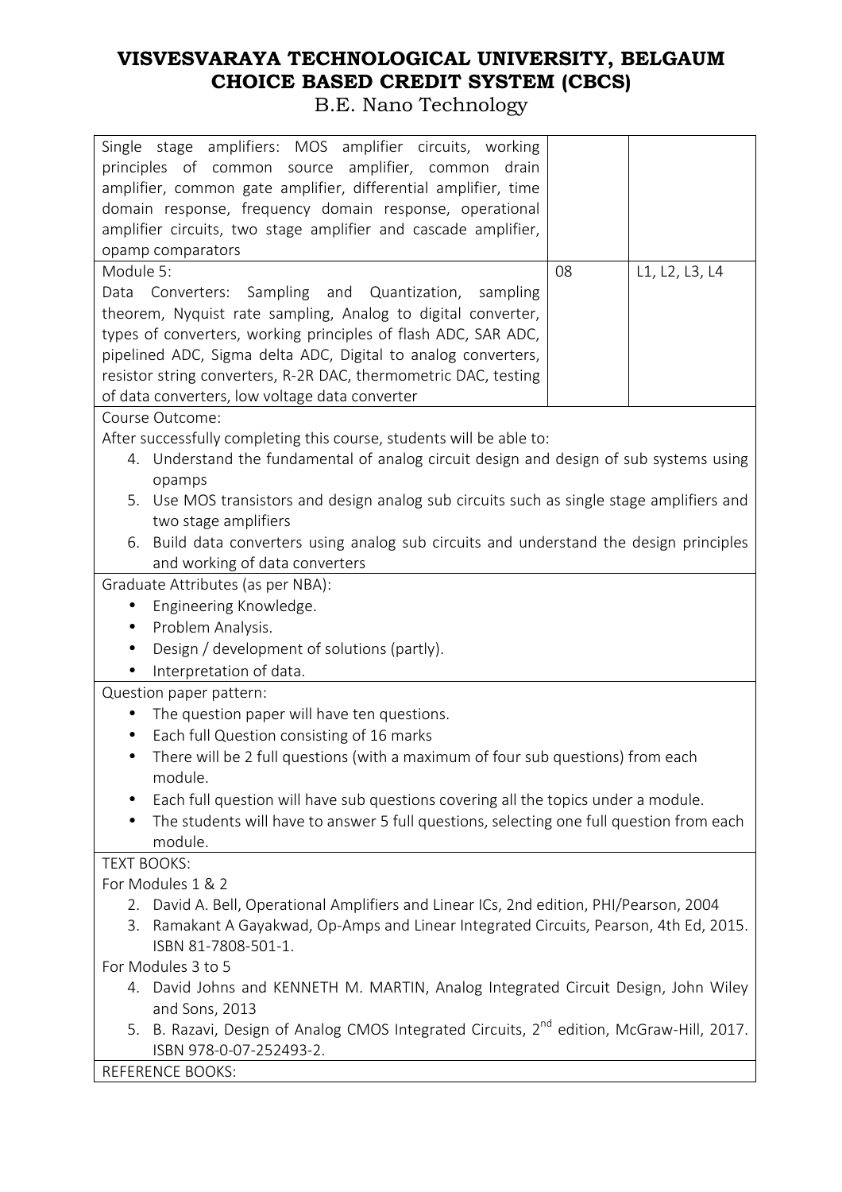# VISVESVARAYA TECHNOLOGICAL UNIVERSITY, BELGAUM
# CHOICE BASED CREDIT SYSTEM (CBCS)
## B.E. Nano Technology

| | | |
|---|---|---|
| Single stage amplifiers: MOS amplifier circuits, working principles of common source amplifier, common drain amplifier, common gate amplifier, differential amplifier, time domain response, frequency domain response, operational amplifier circuits, two stage amplifier and cascade amplifier, opamp comparators | | |
| Module 5:<br>Data Converters: Sampling and Quantization, sampling theorem, Nyquist rate sampling, Analog to digital converter, types of converters, working principles of flash ADC, SAR ADC, pipelined ADC, Sigma delta ADC, Digital to analog converters, resistor string converters, R-2R DAC, thermometric DAC, testing of data converters, low voltage data converter | 08 | L1, L2, L3, L4 |

Course Outcome:

After successfully completing this course, students will be able to:

4. Understand the fundamental of analog circuit design and design of sub systems using opamps
5. Use MOS transistors and design analog sub circuits such as single stage amplifiers and two stage amplifiers
6. Build data converters using analog sub circuits and understand the design principles and working of data converters

Graduate Attributes (as per NBA):

- Engineering Knowledge.
- Problem Analysis.
- Design / development of solutions (partly).
- Interpretation of data.

Question paper pattern:

- The question paper will have ten questions.
- Each full Question consisting of 16 marks
- There will be 2 full questions (with a maximum of four sub questions) from each module.
- Each full question will have sub questions covering all the topics under a module.
- The students will have to answer 5 full questions, selecting one full question from each module.

TEXT BOOKS:

For Modules 1 & 2

2. David A. Bell, Operational Amplifiers and Linear ICs, 2nd edition, PHI/Pearson, 2004
3. Ramakant A Gayakwad, Op-Amps and Linear Integrated Circuits, Pearson, 4th Ed, 2015. ISBN 81-7808-501-1.

For Modules 3 to 5

4. David Johns and KENNETH M. MARTIN, Analog Integrated Circuit Design, John Wiley and Sons, 2013
5. B. Razavi, Design of Analog CMOS Integrated Circuits, 2nd edition, McGraw-Hill, 2017. ISBN 978-0-07-252493-2.

REFERENCE BOOKS: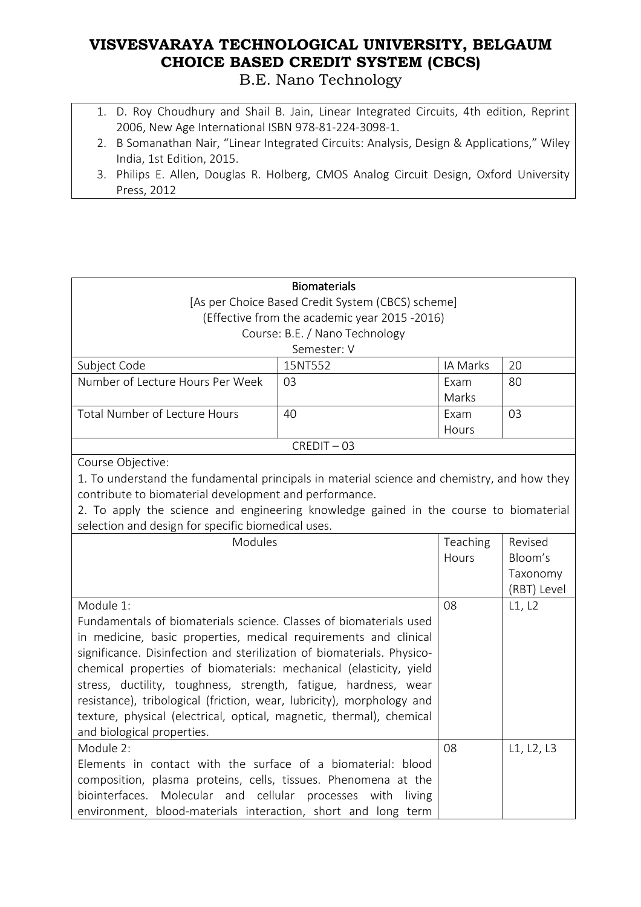1. D. Roy Choudhury and Shail B. Jain, Linear Integrated Circuits, 4th edition, Reprint 2006, New Age International ISBN 978-81-224-3098-1.
2. B Somanathan Nair, "Linear Integrated Circuits: Analysis, Design & Applications," Wiley India, 1st Edition, 2015.
3. Philips E. Allen, Douglas R. Holberg, CMOS Analog Circuit Design, Oxford University Press, 2012

**Biomaterials**

[As per Choice Based Credit System (CBCS) scheme]
(Effective from the academic year 2015 -2016)
Course: B.E. / Nano Technology
Semester: V

| Subject Code | 15NT552 | IA Marks | 20 |
|---|---|---|---|
| Number of Lecture Hours Per Week | 03 | Exam Marks | 80 |
| Total Number of Lecture Hours | 40 | Exam Hours | 03 |

CREDIT – 03

Course Objective:

1. To understand the fundamental principals in material science and chemistry, and how they contribute to biomaterial development and performance.
2. To apply the science and engineering knowledge gained in the course to biomaterial selection and design for specific biomedical uses.

| Modules | Teaching Hours | Revised Bloom's Taxonomy (RBT) Level |
|---|---|---|
| Module 1: Fundamentals of biomaterials science. Classes of biomaterials used in medicine, basic properties, medical requirements and clinical significance. Disinfection and sterilization of biomaterials. Physico-chemical properties of biomaterials: mechanical (elasticity, yield stress, ductility, toughness, strength, fatigue, hardness, wear resistance), tribological (friction, wear, lubricity), morphology and texture, physical (electrical, optical, magnetic, thermal), chemical and biological properties. | 08 | L1, L2 |
| Module 2: Elements in contact with the surface of a biomaterial: blood composition, plasma proteins, cells, tissues. Phenomena at the biointerfaces. Molecular and cellular processes with living environment, blood-materials interaction, short and long term | 08 | L1, L2, L3 |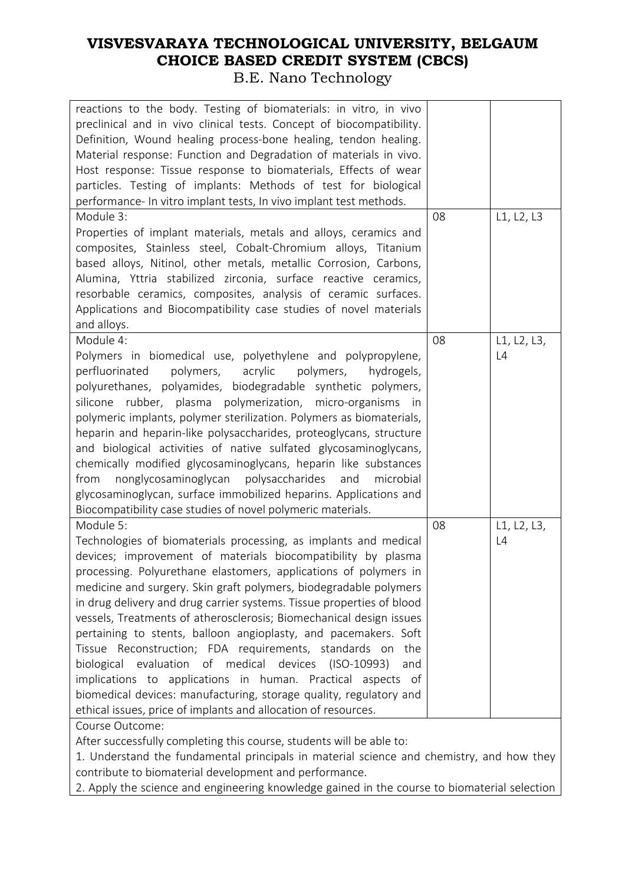# VISVESVARAYA TECHNOLOGICAL UNIVERSITY, BELGAUM
# CHOICE BASED CREDIT SYSTEM (CBCS)
B.E. Nano Technology

| | | |
|---|---|---|
| reactions to the body. Testing of biomaterials: in vitro, in vivo preclinical and in vivo clinical tests. Concept of biocompatibility. Definition, Wound healing process-bone healing, tendon healing. Material response: Function and Degradation of materials in vivo. Host response: Tissue response to biomaterials, Effects of wear particles. Testing of implants: Methods of test for biological performance- In vitro implant tests, In vivo implant test methods. | | |
| Module 3:<br>Properties of implant materials, metals and alloys, ceramics and composites, Stainless steel, Cobalt-Chromium alloys, Titanium based alloys, Nitinol, other metals, metallic Corrosion, Carbons, Alumina, Yttria stabilized zirconia, surface reactive ceramics, resorbable ceramics, composites, analysis of ceramic surfaces. Applications and Biocompatibility case studies of novel materials and alloys. | 08 | L1, L2, L3 |
| Module 4:<br>Polymers in biomedical use, polyethylene and polypropylene, perfluorinated polymers, acrylic polymers, hydrogels, polyurethanes, polyamides, biodegradable synthetic polymers, silicone rubber, plasma polymerization, micro-organisms in polymeric implants, polymer sterilization. Polymers as biomaterials, heparin and heparin-like polysaccharides, proteoglycans, structure and biological activities of native sulfated glycosaminoglycans, chemically modified glycosaminoglycans, heparin like substances from nonglycosaminoglycan polysaccharides and microbial glycosaminoglycan, surface immobilized heparins. Applications and Biocompatibility case studies of novel polymeric materials. | 08 | L1, L2, L3, L4 |
| Module 5:<br>Technologies of biomaterials processing, as implants and medical devices; improvement of materials biocompatibility by plasma processing. Polyurethane elastomers, applications of polymers in medicine and surgery. Skin graft polymers, biodegradable polymers in drug delivery and drug carrier systems. Tissue properties of blood vessels, Treatments of atherosclerosis; Biomechanical design issues pertaining to stents, balloon angioplasty, and pacemakers. Soft Tissue Reconstruction; FDA requirements, standards on the biological evaluation of medical devices (ISO-10993) and implications to applications in human. Practical aspects of biomedical devices: manufacturing, storage quality, regulatory and ethical issues, price of implants and allocation of resources. | 08 | L1, L2, L3, L4 |

Course Outcome:

After successfully completing this course, students will be able to:

1. Understand the fundamental principals in material science and chemistry, and how they contribute to biomaterial development and performance.
2. Apply the science and engineering knowledge gained in the course to biomaterial selection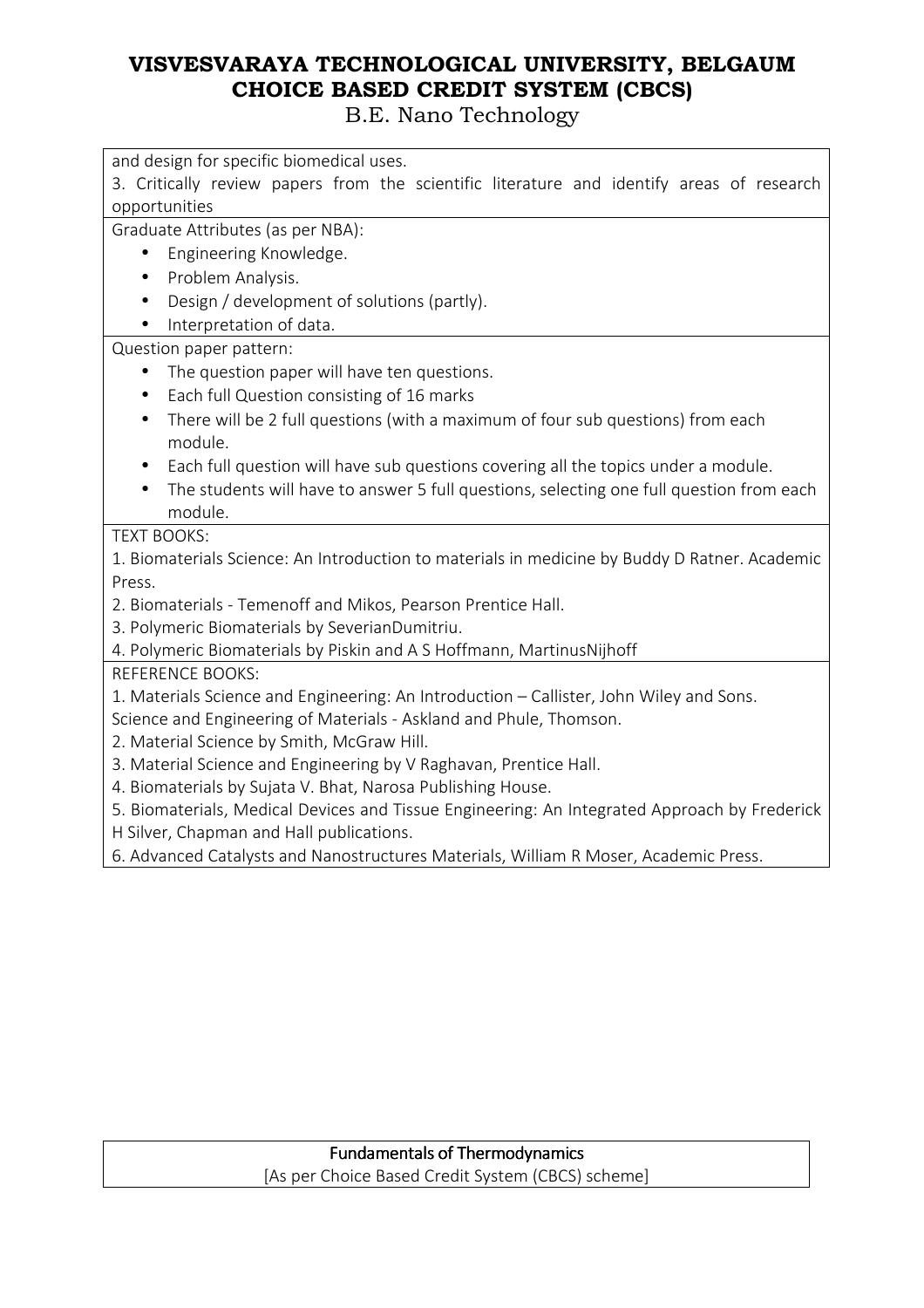and design for specific biomedical uses.

3. Critically review papers from the scientific literature and identify areas of research opportunities

Graduate Attributes (as per NBA):

- Engineering Knowledge.
- Problem Analysis.
- Design / development of solutions (partly).
- Interpretation of data.

Question paper pattern:

- The question paper will have ten questions.
- Each full Question consisting of 16 marks
- There will be 2 full questions (with a maximum of four sub questions) from each module.
- Each full question will have sub questions covering all the topics under a module.
- The students will have to answer 5 full questions, selecting one full question from each module.

TEXT BOOKS:

1. Biomaterials Science: An Introduction to materials in medicine by Buddy D Ratner. Academic Press.
2. Biomaterials - Temenoff and Mikos, Pearson Prentice Hall.
3. Polymeric Biomaterials by SeverianDumitriu.
4. Polymeric Biomaterials by Piskin and A S Hoffmann, MartinusNijhoff

REFERENCE BOOKS:

1. Materials Science and Engineering: An Introduction – Callister, John Wiley and Sons. Science and Engineering of Materials - Askland and Phule, Thomson.
2. Material Science by Smith, McGraw Hill.
3. Material Science and Engineering by V Raghavan, Prentice Hall.
4. Biomaterials by Sujata V. Bhat, Narosa Publishing House.
5. Biomaterials, Medical Devices and Tissue Engineering: An Integrated Approach by Frederick H Silver, Chapman and Hall publications.
6. Advanced Catalysts and Nanostructures Materials, William R Moser, Academic Press.

## Fundamentals of Thermodynamics

[As per Choice Based Credit System (CBCS) scheme]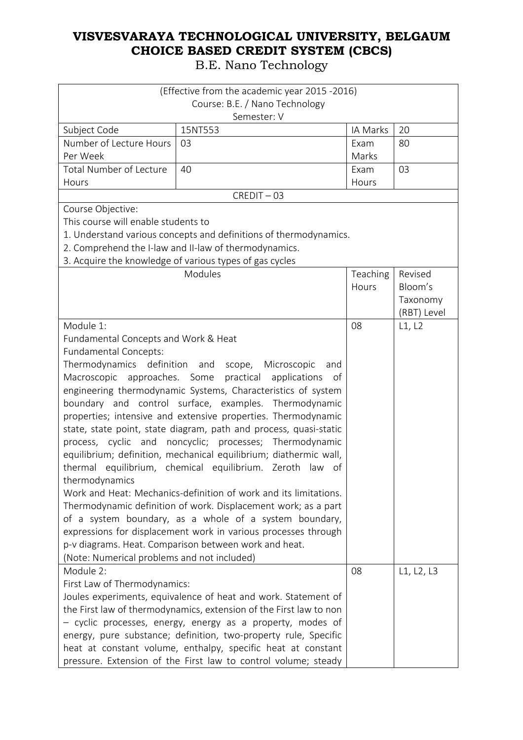# VISVESVARAYA TECHNOLOGICAL UNIVERSITY, BELGAUM
# CHOICE BASED CREDIT SYSTEM (CBCS)

B.E. Nano Technology

| (Effective from the academic year 2015 -2016)<br>Course: B.E. / Nano Technology<br>Semester: V | | | |
|---|---|---|---|
| Subject Code | 15NT553 | IA Marks | 20 |
| Number of Lecture Hours Per Week | 03 | Exam Marks | 80 |
| Total Number of Lecture Hours | 40 | Exam Hours | 03 |
| CREDIT – 03 | | | |
| Course Objective:<br>This course will enable students to<br>1. Understand various concepts and definitions of thermodynamics.<br>2. Comprehend the I-law and II-law of thermodynamics.<br>3. Acquire the knowledge of various types of gas cycles | | | |
| Modules | | Teaching Hours | Revised Bloom's Taxonomy (RBT) Level |
| Module 1:<br>Fundamental Concepts and Work & Heat<br>Fundamental Concepts:<br>Thermodynamics definition and scope, Microscopic and Macroscopic approaches. Some practical applications of engineering thermodynamic Systems, Characteristics of system boundary and control surface, examples. Thermodynamic properties; intensive and extensive properties. Thermodynamic state, state point, state diagram, path and process, quasi-static process, cyclic and noncyclic; processes; Thermodynamic equilibrium; definition, mechanical equilibrium; diathermic wall, thermal equilibrium, chemical equilibrium. Zeroth law of thermodynamics<br>Work and Heat: Mechanics-definition of work and its limitations. Thermodynamic definition of work. Displacement work; as a part of a system boundary, as a whole of a system boundary, expressions for displacement work in various processes through p-v diagrams. Heat. Comparison between work and heat.<br>(Note: Numerical problems and not included) | | 08 | L1, L2 |
| Module 2:<br>First Law of Thermodynamics:<br>Joules experiments, equivalence of heat and work. Statement of the First law of thermodynamics, extension of the First law to non – cyclic processes, energy, energy as a property, modes of energy, pure substance; definition, two-property rule, Specific heat at constant volume, enthalpy, specific heat at constant pressure. Extension of the First law to control volume; steady | | 08 | L1, L2, L3 |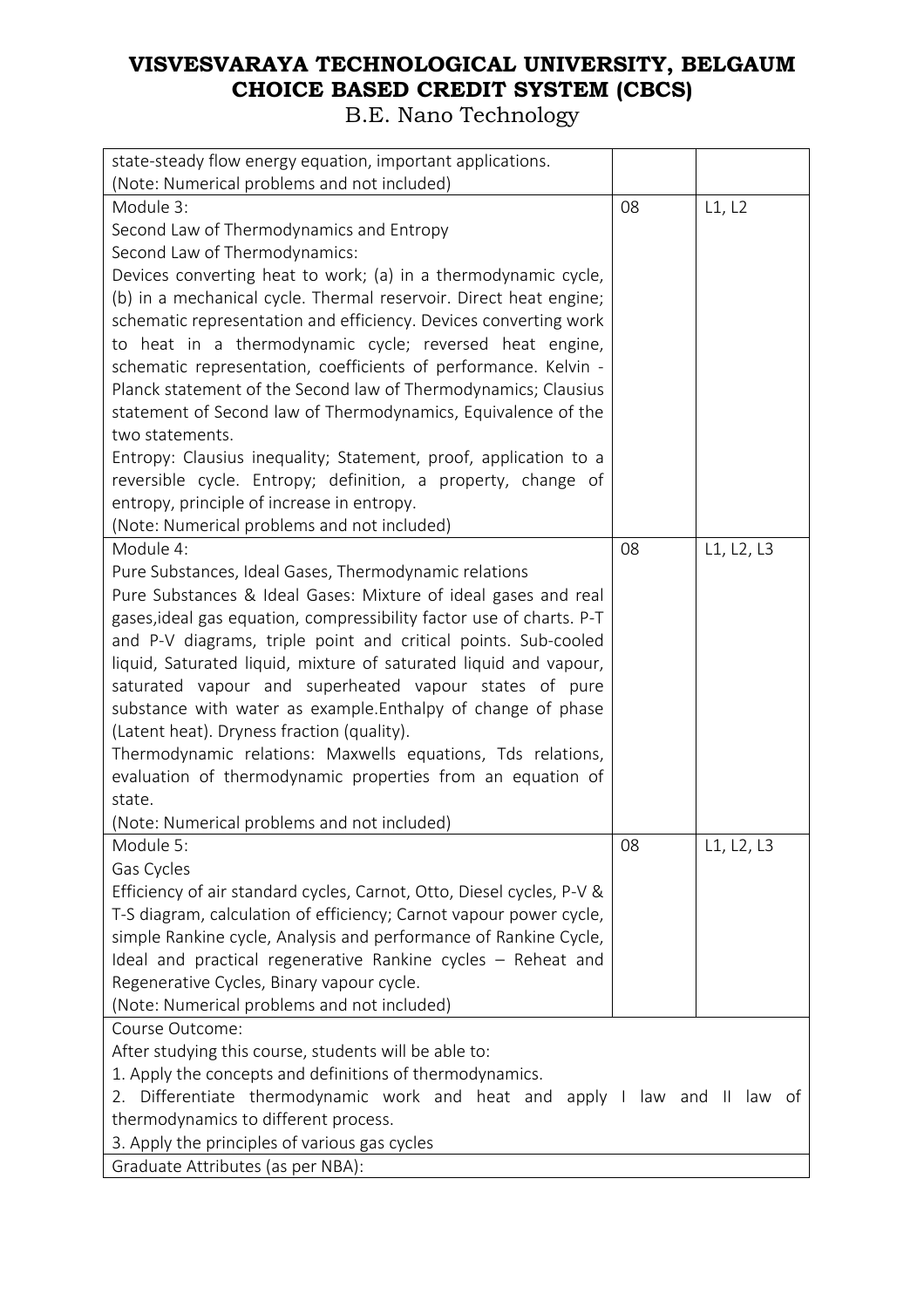| | | |
|---|---|---|
| state-steady flow energy equation, important applications.<br>(Note: Numerical problems and not included) | | |
| Module 3:<br>Second Law of Thermodynamics and Entropy<br>Second Law of Thermodynamics:<br>Devices converting heat to work; (a) in a thermodynamic cycle, (b) in a mechanical cycle. Thermal reservoir. Direct heat engine; schematic representation and efficiency. Devices converting work to heat in a thermodynamic cycle; reversed heat engine, schematic representation, coefficients of performance. Kelvin - Planck statement of the Second law of Thermodynamics; Clausius statement of Second law of Thermodynamics, Equivalence of the two statements.<br>Entropy: Clausius inequality; Statement, proof, application to a reversible cycle. Entropy; definition, a property, change of entropy, principle of increase in entropy.<br>(Note: Numerical problems and not included) | 08 | L1, L2 |
| Module 4:<br>Pure Substances, Ideal Gases, Thermodynamic relations<br>Pure Substances & Ideal Gases: Mixture of ideal gases and real gases,ideal gas equation, compressibility factor use of charts. P-T and P-V diagrams, triple point and critical points. Sub-cooled liquid, Saturated liquid, mixture of saturated liquid and vapour, saturated vapour and superheated vapour states of pure substance with water as example.Enthalpy of change of phase (Latent heat). Dryness fraction (quality).<br>Thermodynamic relations: Maxwells equations, Tds relations, evaluation of thermodynamic properties from an equation of state.<br>(Note: Numerical problems and not included) | 08 | L1, L2, L3 |
| Module 5:<br>Gas Cycles<br>Efficiency of air standard cycles, Carnot, Otto, Diesel cycles, P-V & T-S diagram, calculation of efficiency; Carnot vapour power cycle, simple Rankine cycle, Analysis and performance of Rankine Cycle, Ideal and practical regenerative Rankine cycles – Reheat and Regenerative Cycles, Binary vapour cycle.<br>(Note: Numerical problems and not included) | 08 | L1, L2, L3 |

Course Outcome:

After studying this course, students will be able to:

1. Apply the concepts and definitions of thermodynamics.
2. Differentiate thermodynamic work and heat and apply I law and II law of thermodynamics to different process.
3. Apply the principles of various gas cycles

Graduate Attributes (as per NBA):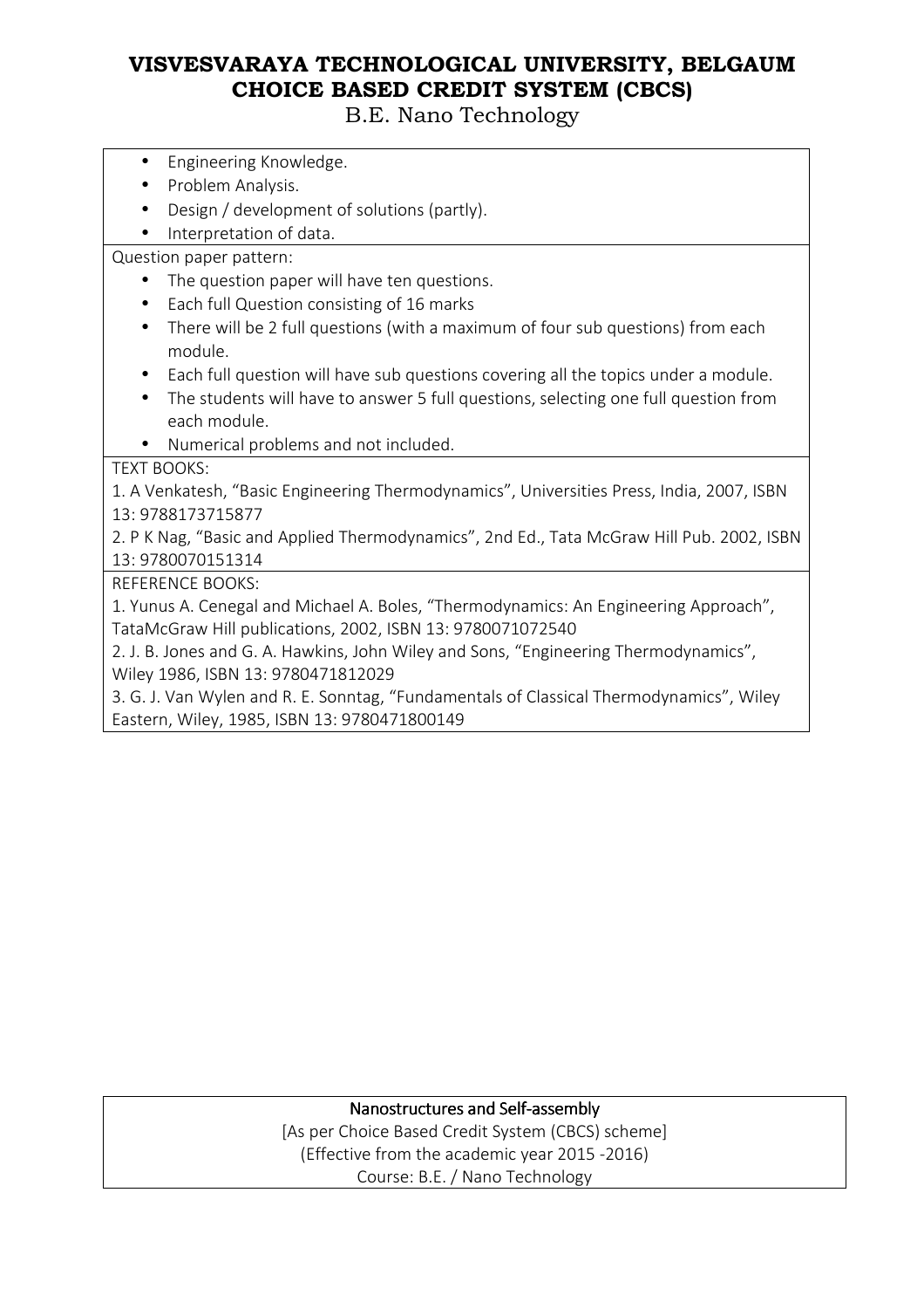- Engineering Knowledge.
- Problem Analysis.
- Design / development of solutions (partly).
- Interpretation of data.

Question paper pattern:

- The question paper will have ten questions.
- Each full Question consisting of 16 marks
- There will be 2 full questions (with a maximum of four sub questions) from each module.
- Each full question will have sub questions covering all the topics under a module.
- The students will have to answer 5 full questions, selecting one full question from each module.
- Numerical problems and not included.

TEXT BOOKS:

1. A Venkatesh, "Basic Engineering Thermodynamics", Universities Press, India, 2007, ISBN 13: 9788173715877
2. P K Nag, "Basic and Applied Thermodynamics", 2nd Ed., Tata McGraw Hill Pub. 2002, ISBN 13: 9780070151314

REFERENCE BOOKS:

1. Yunus A. Cenegal and Michael A. Boles, "Thermodynamics: An Engineering Approach", TataMcGraw Hill publications, 2002, ISBN 13: 9780071072540
2. J. B. Jones and G. A. Hawkins, John Wiley and Sons, "Engineering Thermodynamics", Wiley 1986, ISBN 13: 9780471812029
3. G. J. Van Wylen and R. E. Sonntag, "Fundamentals of Classical Thermodynamics", Wiley Eastern, Wiley, 1985, ISBN 13: 9780471800149

## Nanostructures and Self-assembly

[As per Choice Based Credit System (CBCS) scheme]

(Effective from the academic year 2015 -2016)

Course: B.E. / Nano Technology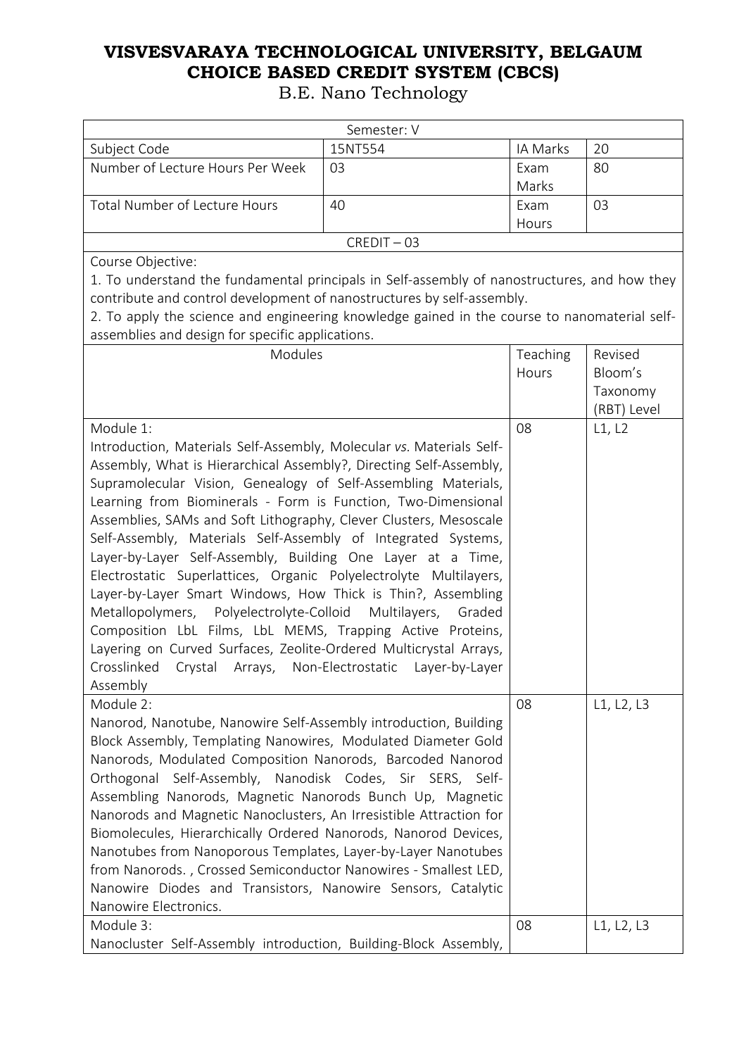# VISVESVARAYA TECHNOLOGICAL UNIVERSITY, BELGAUM
# CHOICE BASED CREDIT SYSTEM (CBCS)

B.E. Nano Technology

| Semester: V | | | |
|---|---|---|---|
| Subject Code | 15NT554 | IA Marks | 20 |
| Number of Lecture Hours Per Week | 03 | Exam Marks | 80 |
| Total Number of Lecture Hours | 40 | Exam Hours | 03 |
| CREDIT – 03 | | | |

Course Objective:

1. To understand the fundamental principals in Self-assembly of nanostructures, and how they contribute and control development of nanostructures by self-assembly.
2. To apply the science and engineering knowledge gained in the course to nanomaterial self-assemblies and design for specific applications.

| Modules | Teaching Hours | Revised Bloom's Taxonomy (RBT) Level |
|---|---|---|
| Module 1: Introduction, Materials Self-Assembly, Molecular *vs.* Materials Self-Assembly, What is Hierarchical Assembly?, Directing Self-Assembly, Supramolecular Vision, Genealogy of Self-Assembling Materials, Learning from Biominerals - Form is Function, Two-Dimensional Assemblies, SAMs and Soft Lithography, Clever Clusters, Mesoscale Self-Assembly, Materials Self-Assembly of Integrated Systems, Layer-by-Layer Self-Assembly, Building One Layer at a Time, Electrostatic Superlattices, Organic Polyelectrolyte Multilayers, Layer-by-Layer Smart Windows, How Thick is Thin?, Assembling Metallopolymers, Polyelectrolyte-Colloid Multilayers, Graded Composition LbL Films, LbL MEMS, Trapping Active Proteins, Layering on Curved Surfaces, Zeolite-Ordered Multicrystal Arrays, Crosslinked Crystal Arrays, Non-Electrostatic Layer-by-Layer Assembly | 08 | L1, L2 |
| Module 2: Nanorod, Nanotube, Nanowire Self-Assembly introduction, Building Block Assembly, Templating Nanowires, Modulated Diameter Gold Nanorods, Modulated Composition Nanorods, Barcoded Nanorod Orthogonal Self-Assembly, Nanodisk Codes, Sir SERS, Self-Assembling Nanorods, Magnetic Nanorods Bunch Up, Magnetic Nanorods and Magnetic Nanoclusters, An Irresistible Attraction for Biomolecules, Hierarchically Ordered Nanorods, Nanorod Devices, Nanotubes from Nanoporous Templates, Layer-by-Layer Nanotubes from Nanorods. , Crossed Semiconductor Nanowires - Smallest LED, Nanowire Diodes and Transistors, Nanowire Sensors, Catalytic Nanowire Electronics. | 08 | L1, L2, L3 |
| Module 3: Nanocluster Self-Assembly introduction, Building-Block Assembly, | 08 | L1, L2, L3 |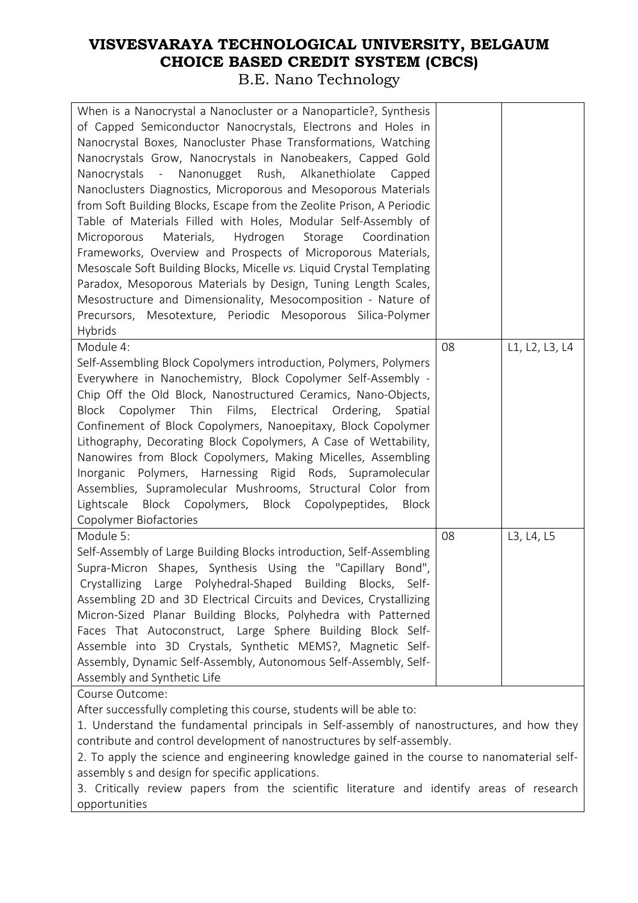# VISVESVARAYA TECHNOLOGICAL UNIVERSITY, BELGAUM
# CHOICE BASED CREDIT SYSTEM (CBCS)
B.E. Nano Technology

| | | |
|---|---|---|
| When is a Nanocrystal a Nanocluster or a Nanoparticle?, Synthesis of Capped Semiconductor Nanocrystals, Electrons and Holes in Nanocrystal Boxes, Nanocluster Phase Transformations, Watching Nanocrystals Grow, Nanocrystals in Nanobeakers, Capped Gold Nanocrystals - Nanonugget Rush, Alkanethiolate Capped Nanoclusters Diagnostics, Microporous and Mesoporous Materials from Soft Building Blocks, Escape from the Zeolite Prison, A Periodic Table of Materials Filled with Holes, Modular Self-Assembly of Microporous Materials, Hydrogen Storage Coordination Frameworks, Overview and Prospects of Microporous Materials, Mesoscale Soft Building Blocks, Micelle *vs.* Liquid Crystal Templating Paradox, Mesoporous Materials by Design, Tuning Length Scales, Mesostructure and Dimensionality, Mesocomposition - Nature of Precursors, Mesotexture, Periodic Mesoporous Silica-Polymer Hybrids | | |
| Module 4:<br>Self-Assembling Block Copolymers introduction, Polymers, Polymers Everywhere in Nanochemistry, Block Copolymer Self-Assembly - Chip Off the Old Block, Nanostructured Ceramics, Nano-Objects, Block Copolymer Thin Films, Electrical Ordering, Spatial Confinement of Block Copolymers, Nanoepitaxy, Block Copolymer Lithography, Decorating Block Copolymers, A Case of Wettability, Nanowires from Block Copolymers, Making Micelles, Assembling Inorganic Polymers, Harnessing Rigid Rods, Supramolecular Assemblies, Supramolecular Mushrooms, Structural Color from Lightscale Block Copolymers, Block Copolypeptides, Block Copolymer Biofactories | 08 | L1, L2, L3, L4 |
| Module 5:<br>Self-Assembly of Large Building Blocks introduction, Self-Assembling Supra-Micron Shapes, Synthesis Using the "Capillary Bond", Crystallizing Large Polyhedral-Shaped Building Blocks, Self-Assembling 2D and 3D Electrical Circuits and Devices, Crystallizing Micron-Sized Planar Building Blocks, Polyhedra with Patterned Faces That Autoconstruct, Large Sphere Building Block Self-Assemble into 3D Crystals, Synthetic MEMS?, Magnetic Self-Assembly, Dynamic Self-Assembly, Autonomous Self-Assembly, Self-Assembly and Synthetic Life | 08 | L3, L4, L5 |

Course Outcome:

After successfully completing this course, students will be able to:

1. Understand the fundamental principals in Self-assembly of nanostructures, and how they contribute and control development of nanostructures by self-assembly.
2. To apply the science and engineering knowledge gained in the course to nanomaterial self-assembly s and design for specific applications.
3. Critically review papers from the scientific literature and identify areas of research opportunities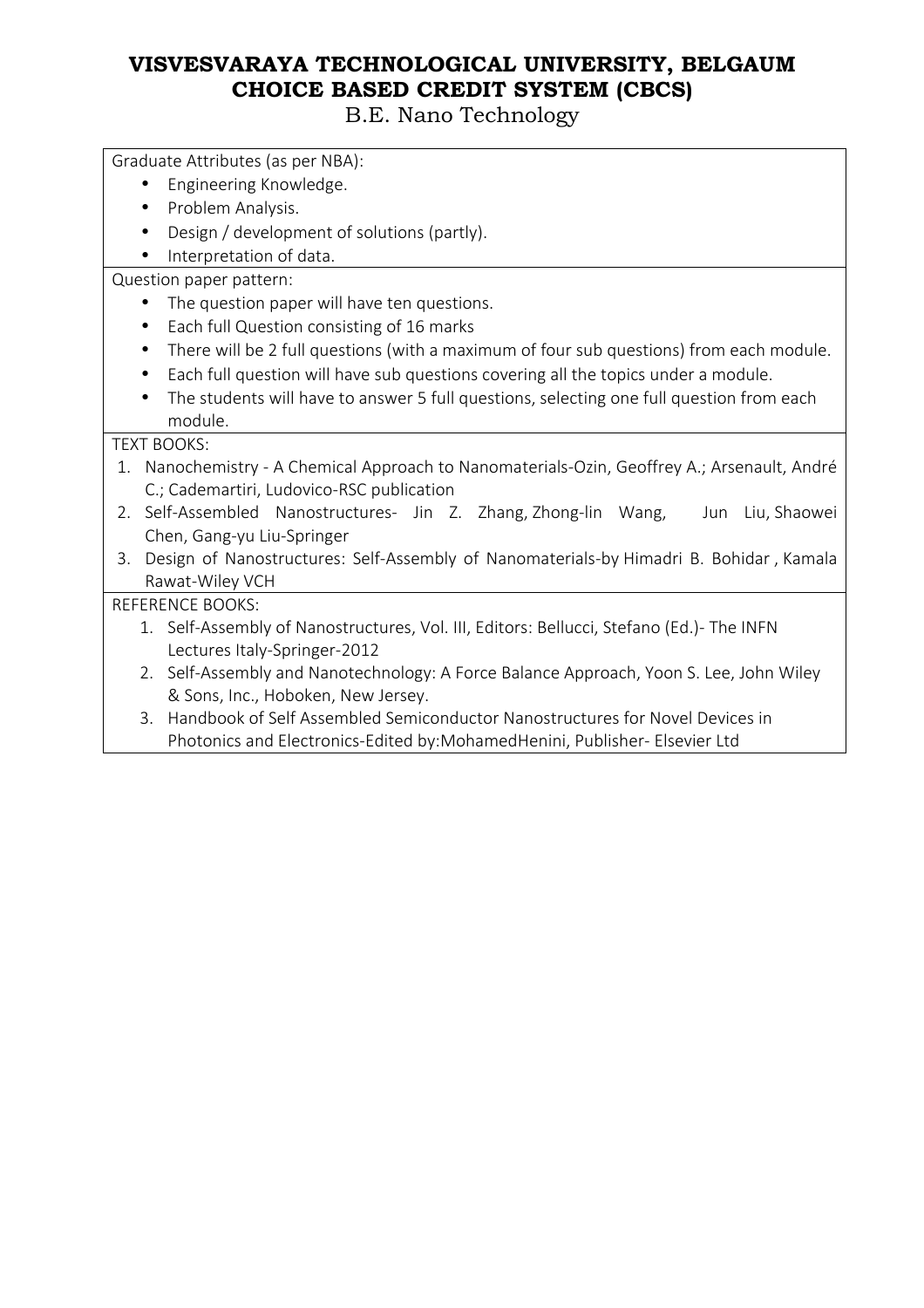# VISVESVARAYA TECHNOLOGICAL UNIVERSITY, BELGAUM
# CHOICE BASED CREDIT SYSTEM (CBCS)

B.E. Nano Technology

Graduate Attributes (as per NBA):

- Engineering Knowledge.
- Problem Analysis.
- Design / development of solutions (partly).
- Interpretation of data.

Question paper pattern:

- The question paper will have ten questions.
- Each full Question consisting of 16 marks
- There will be 2 full questions (with a maximum of four sub questions) from each module.
- Each full question will have sub questions covering all the topics under a module.
- The students will have to answer 5 full questions, selecting one full question from each module.

TEXT BOOKS:

1. Nanochemistry - A Chemical Approach to Nanomaterials-Ozin, Geoffrey A.; Arsenault, André C.; Cademartiri, Ludovico-RSC publication
2. Self-Assembled Nanostructures- Jin Z. Zhang, Zhong-lin Wang, Jun Liu, Shaowei Chen, Gang-yu Liu-Springer
3. Design of Nanostructures: Self-Assembly of Nanomaterials-by Himadri B. Bohidar , Kamala Rawat-Wiley VCH

REFERENCE BOOKS:

1. Self-Assembly of Nanostructures, Vol. III, Editors: Bellucci, Stefano (Ed.)- The INFN Lectures Italy-Springer-2012
2. Self-Assembly and Nanotechnology: A Force Balance Approach, Yoon S. Lee, John Wiley & Sons, Inc., Hoboken, New Jersey.
3. Handbook of Self Assembled Semiconductor Nanostructures for Novel Devices in Photonics and Electronics-Edited by:MohamedHenini, Publisher- Elsevier Ltd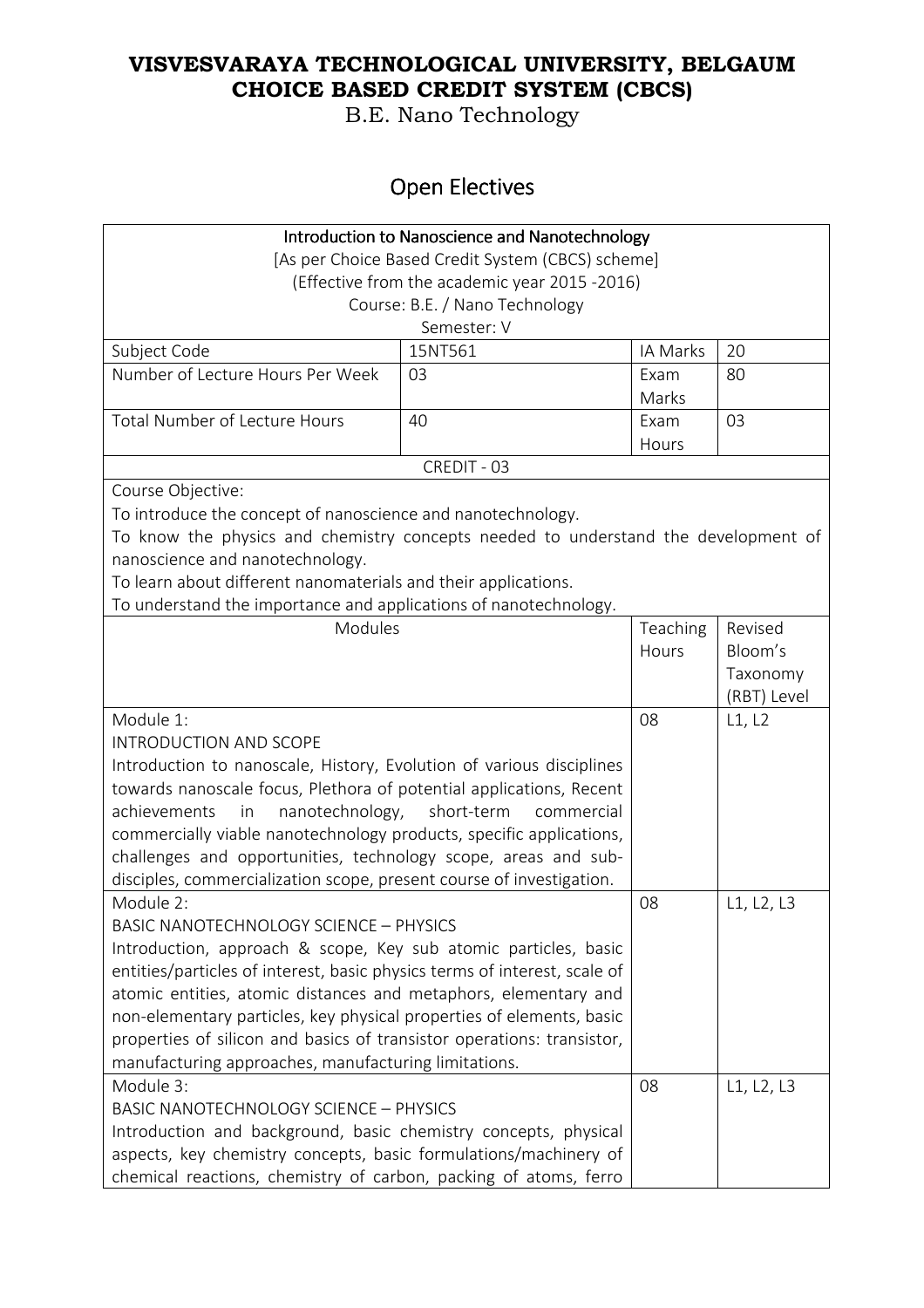# VISVESVARAYA TECHNOLOGICAL UNIVERSITY, BELGAUM
# CHOICE BASED CREDIT SYSTEM (CBCS)

B.E. Nano Technology

## Open Electives

| Introduction to Nanoscience and Nanotechnology<br>[As per Choice Based Credit System (CBCS) scheme]<br>(Effective from the academic year 2015 -2016)<br>Course: B.E. / Nano Technology<br>Semester: V | | | |
|---|---|---|---|
| Subject Code | 15NT561 | IA Marks | 20 |
| Number of Lecture Hours Per Week | 03 | Exam Marks | 80 |
| Total Number of Lecture Hours | 40 | Exam Hours | 03 |
| CREDIT - 03 | | | |
| Course Objective:<br>To introduce the concept of nanoscience and nanotechnology.<br>To know the physics and chemistry concepts needed to understand the development of nanoscience and nanotechnology.<br>To learn about different nanomaterials and their applications.<br>To understand the importance and applications of nanotechnology. | | | |
| Modules | | Teaching Hours | Revised Bloom's Taxonomy (RBT) Level |
| Module 1:<br>INTRODUCTION AND SCOPE<br>Introduction to nanoscale, History, Evolution of various disciplines towards nanoscale focus, Plethora of potential applications, Recent achievements in nanotechnology, short-term commercial commercially viable nanotechnology products, specific applications, challenges and opportunities, technology scope, areas and sub-disciples, commercialization scope, present course of investigation. | | 08 | L1, L2 |
| Module 2:<br>BASIC NANOTECHNOLOGY SCIENCE – PHYSICS<br>Introduction, approach & scope, Key sub atomic particles, basic entities/particles of interest, basic physics terms of interest, scale of atomic entities, atomic distances and metaphors, elementary and non-elementary particles, key physical properties of elements, basic properties of silicon and basics of transistor operations: transistor, manufacturing approaches, manufacturing limitations. | | 08 | L1, L2, L3 |
| Module 3:<br>BASIC NANOTECHNOLOGY SCIENCE – PHYSICS<br>Introduction and background, basic chemistry concepts, physical aspects, key chemistry concepts, basic formulations/machinery of chemical reactions, chemistry of carbon, packing of atoms, ferro | | 08 | L1, L2, L3 |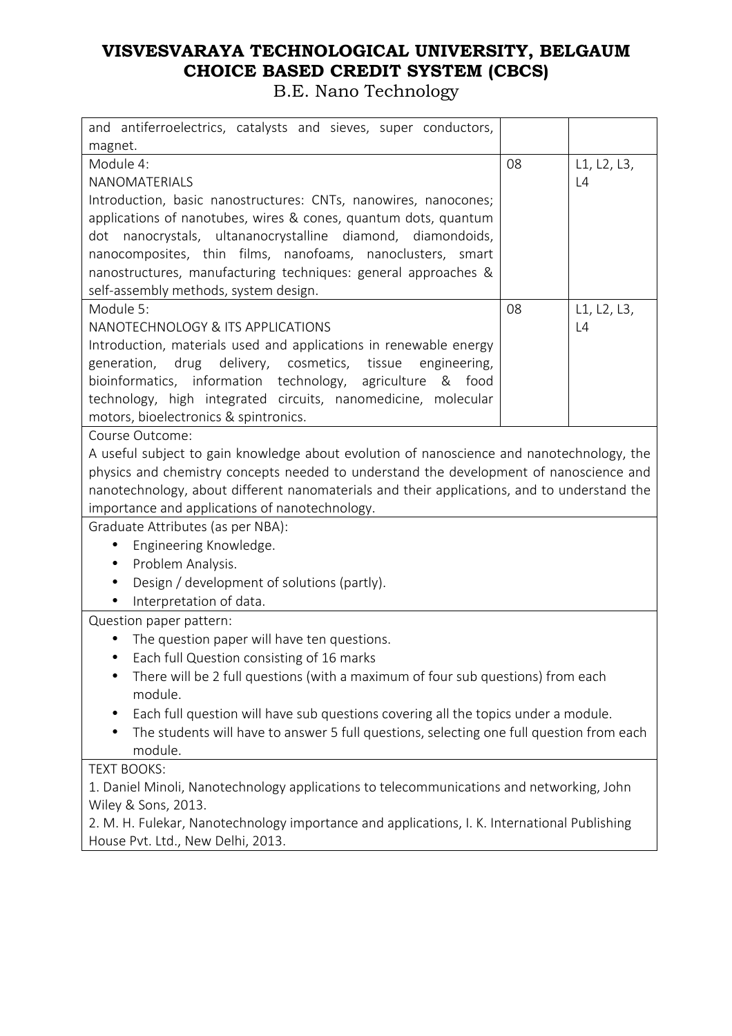# VISVESVARAYA TECHNOLOGICAL UNIVERSITY, BELGAUM
# CHOICE BASED CREDIT SYSTEM (CBCS)
## B.E. Nano Technology

| | | |
|---|---|---|
| and antiferroelectrics, catalysts and sieves, super conductors, magnet. | | |
| Module 4:<br>NANOMATERIALS<br>Introduction, basic nanostructures: CNTs, nanowires, nanocones; applications of nanotubes, wires & cones, quantum dots, quantum dot nanocrystals, ultananocrystalline diamond, diamondoids, nanocomposites, thin films, nanofoams, nanoclusters, smart nanostructures, manufacturing techniques: general approaches & self-assembly methods, system design. | 08 | L1, L2, L3, L4 |
| Module 5:<br>NANOTECHNOLOGY & ITS APPLICATIONS<br>Introduction, materials used and applications in renewable energy generation, drug delivery, cosmetics, tissue engineering, bioinformatics, information technology, agriculture & food technology, high integrated circuits, nanomedicine, molecular motors, bioelectronics & spintronics. | 08 | L1, L2, L3, L4 |

Course Outcome:

A useful subject to gain knowledge about evolution of nanoscience and nanotechnology, the physics and chemistry concepts needed to understand the development of nanoscience and nanotechnology, about different nanomaterials and their applications, and to understand the importance and applications of nanotechnology.

Graduate Attributes (as per NBA):

- Engineering Knowledge.
- Problem Analysis.
- Design / development of solutions (partly).
- Interpretation of data.

Question paper pattern:

- The question paper will have ten questions.
- Each full Question consisting of 16 marks
- There will be 2 full questions (with a maximum of four sub questions) from each module.
- Each full question will have sub questions covering all the topics under a module.
- The students will have to answer 5 full questions, selecting one full question from each module.

TEXT BOOKS:

1. Daniel Minoli, Nanotechnology applications to telecommunications and networking, John Wiley & Sons, 2013.
2. M. H. Fulekar, Nanotechnology importance and applications, I. K. International Publishing House Pvt. Ltd., New Delhi, 2013.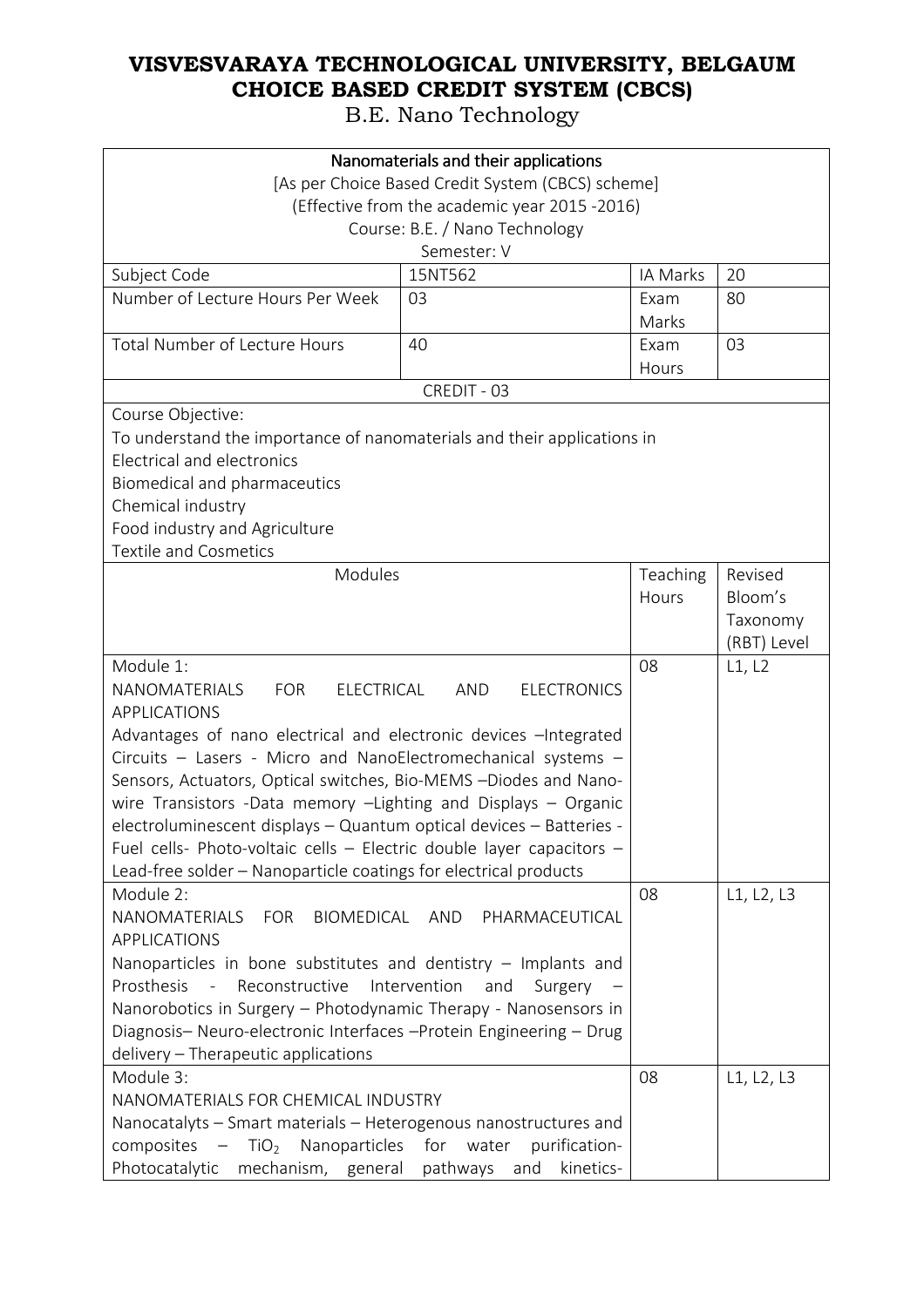# VISVESVARAYA TECHNOLOGICAL UNIVERSITY, BELGAUM
# CHOICE BASED CREDIT SYSTEM (CBCS)

B.E. Nano Technology

| Nanomaterials and their applications<br>[As per Choice Based Credit System (CBCS) scheme]<br>(Effective from the academic year 2015 -2016)<br>Course: B.E. / Nano Technology<br>Semester: V | | | |
|---|---|---|---|
| Subject Code | 15NT562 | IA Marks | 20 |
| Number of Lecture Hours Per Week | 03 | Exam Marks | 80 |
| Total Number of Lecture Hours | 40 | Exam Hours | 03 |
| CREDIT - 03 | | | |
| Course Objective:<br>To understand the importance of nanomaterials and their applications in<br>Electrical and electronics<br>Biomedical and pharmaceutics<br>Chemical industry<br>Food industry and Agriculture<br>Textile and Cosmetics | | | |
| Modules | | Teaching Hours | Revised Bloom's Taxonomy (RBT) Level |
| Module 1:<br>NANOMATERIALS FOR ELECTRICAL AND ELECTRONICS APPLICATIONS<br>Advantages of nano electrical and electronic devices –Integrated Circuits – Lasers - Micro and NanoElectromechanical systems – Sensors, Actuators, Optical switches, Bio-MEMS –Diodes and Nano-wire Transistors -Data memory –Lighting and Displays – Organic electroluminescent displays – Quantum optical devices – Batteries - Fuel cells- Photo-voltaic cells – Electric double layer capacitors – Lead-free solder – Nanoparticle coatings for electrical products | | 08 | L1, L2 |
| Module 2:<br>NANOMATERIALS FOR BIOMEDICAL AND PHARMACEUTICAL APPLICATIONS<br>Nanoparticles in bone substitutes and dentistry – Implants and Prosthesis - Reconstructive Intervention and Surgery – Nanorobotics in Surgery – Photodynamic Therapy - Nanosensors in Diagnosis– Neuro-electronic Interfaces –Protein Engineering – Drug delivery – Therapeutic applications | | 08 | L1, L2, L3 |
| Module 3:<br>NANOMATERIALS FOR CHEMICAL INDUSTRY<br>Nanocatalyts – Smart materials – Heterogenous nanostructures and composites – $TiO_2$ Nanoparticles for water purification- Photocatalytic mechanism, general pathways and kinetics- | | 08 | L1, L2, L3 |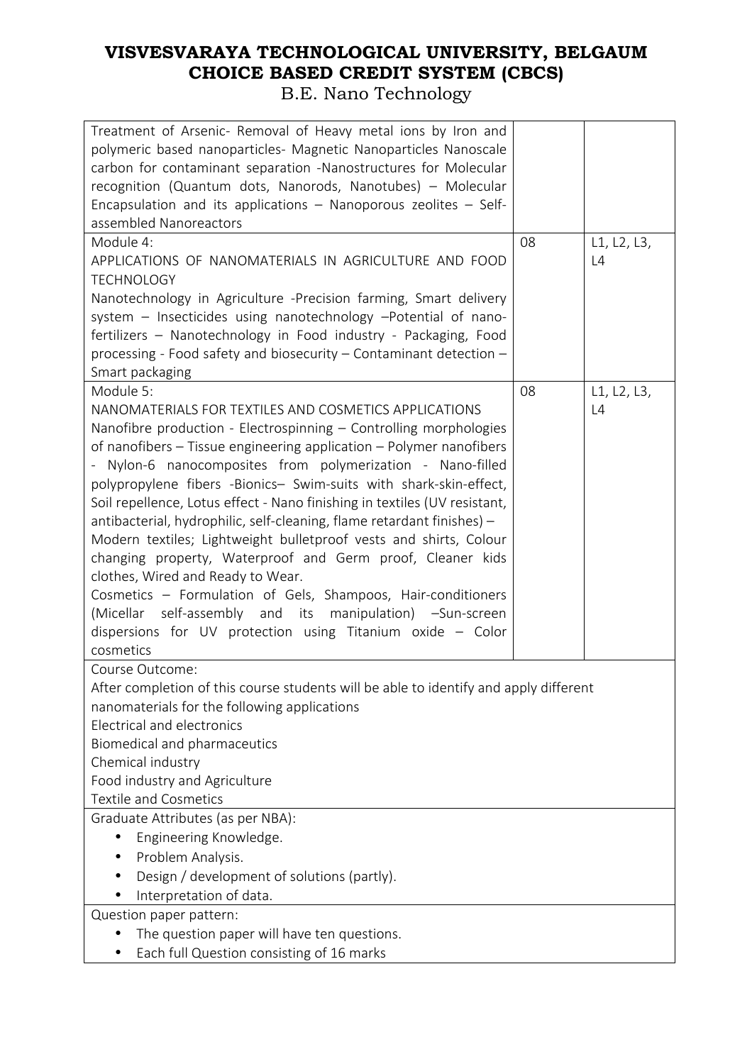| | | |
|---|---|---|
| Treatment of Arsenic- Removal of Heavy metal ions by Iron and polymeric based nanoparticles- Magnetic Nanoparticles Nanoscale carbon for contaminant separation -Nanostructures for Molecular recognition (Quantum dots, Nanorods, Nanotubes) – Molecular Encapsulation and its applications – Nanoporous zeolites – Self-assembled Nanoreactors | | |
| Module 4:<br>APPLICATIONS OF NANOMATERIALS IN AGRICULTURE AND FOOD TECHNOLOGY<br>Nanotechnology in Agriculture -Precision farming, Smart delivery system – Insecticides using nanotechnology –Potential of nano-fertilizers – Nanotechnology in Food industry - Packaging, Food processing - Food safety and biosecurity – Contaminant detection – Smart packaging | 08 | L1, L2, L3, L4 |
| Module 5:<br>NANOMATERIALS FOR TEXTILES AND COSMETICS APPLICATIONS<br>Nanofibre production - Electrospinning – Controlling morphologies of nanofibers – Tissue engineering application – Polymer nanofibers - Nylon-6 nanocomposites from polymerization - Nano-filled polypropylene fibers -Bionics– Swim-suits with shark-skin-effect, Soil repellence, Lotus effect - Nano finishing in textiles (UV resistant, antibacterial, hydrophilic, self-cleaning, flame retardant finishes) – Modern textiles; Lightweight bulletproof vests and shirts, Colour changing property, Waterproof and Germ proof, Cleaner kids clothes, Wired and Ready to Wear.<br>Cosmetics – Formulation of Gels, Shampoos, Hair-conditioners (Micellar self-assembly and its manipulation) –Sun-screen dispersions for UV protection using Titanium oxide – Color cosmetics | 08 | L1, L2, L3, L4 |

Course Outcome:

After completion of this course students will be able to identify and apply different nanomaterials for the following applications

Electrical and electronics

Biomedical and pharmaceutics

Chemical industry

Food industry and Agriculture

Textile and Cosmetics

Graduate Attributes (as per NBA):

- Engineering Knowledge.
- Problem Analysis.
- Design / development of solutions (partly).
- Interpretation of data.

Question paper pattern:

- The question paper will have ten questions.
- Each full Question consisting of 16 marks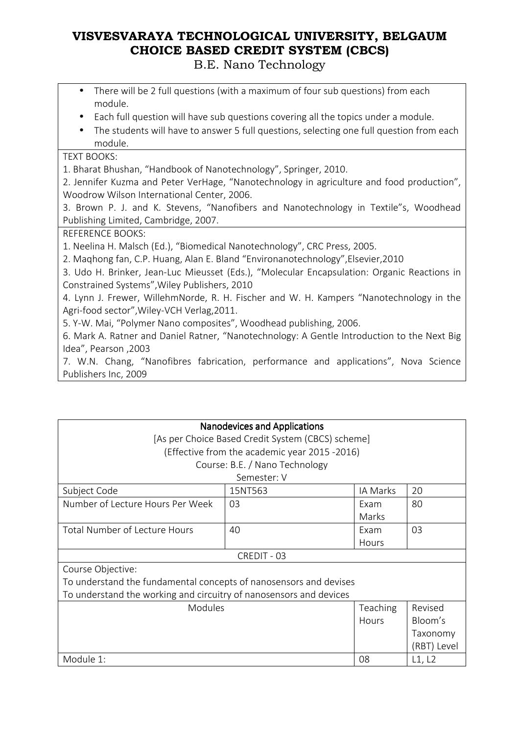# VISVESVARAYA TECHNOLOGICAL UNIVERSITY, BELGAUM
## CHOICE BASED CREDIT SYSTEM (CBCS)
B.E. Nano Technology

- There will be 2 full questions (with a maximum of four sub questions) from each module.
- Each full question will have sub questions covering all the topics under a module.
- The students will have to answer 5 full questions, selecting one full question from each module.

TEXT BOOKS:

1. Bharat Bhushan, "Handbook of Nanotechnology", Springer, 2010.
2. Jennifer Kuzma and Peter VerHage, "Nanotechnology in agriculture and food production", Woodrow Wilson International Center, 2006.
3. Brown P. J. and K. Stevens, "Nanofibers and Nanotechnology in Textile"s, Woodhead Publishing Limited, Cambridge, 2007.

REFERENCE BOOKS:

1. Neelina H. Malsch (Ed.), "Biomedical Nanotechnology", CRC Press, 2005.
2. Maqhong fan, C.P. Huang, Alan E. Bland "Environanotechnology",Elsevier,2010
3. Udo H. Brinker, Jean-Luc Mieusset (Eds.), "Molecular Encapsulation: Organic Reactions in Constrained Systems",Wiley Publishers, 2010
4. Lynn J. Frewer, WillehmNorde, R. H. Fischer and W. H. Kampers "Nanotechnology in the Agri-food sector",Wiley-VCH Verlag,2011.
5. Y-W. Mai, "Polymer Nano composites", Woodhead publishing, 2006.
6. Mark A. Ratner and Daniel Ratner, "Nanotechnology: A Gentle Introduction to the Next Big Idea", Pearson ,2003
7. W.N. Chang, "Nanofibres fabrication, performance and applications", Nova Science Publishers Inc, 2009

## Nanodevices and Applications

[As per Choice Based Credit System (CBCS) scheme]
(Effective from the academic year 2015 -2016)
Course: B.E. / Nano Technology
Semester: V

| Subject Code | 15NT563 | IA Marks | 20 |
|---|---|---|---|
| Number of Lecture Hours Per Week | 03 | Exam Marks | 80 |
| Total Number of Lecture Hours | 40 | Exam Hours | 03 |

CREDIT - 03

Course Objective:
To understand the fundamental concepts of nanosensors and devises
To understand the working and circuitry of nanosensors and devices

| Modules | Teaching Hours | Revised Bloom's Taxonomy (RBT) Level |
|---|---|---|
| Module 1: | 08 | L1, L2 |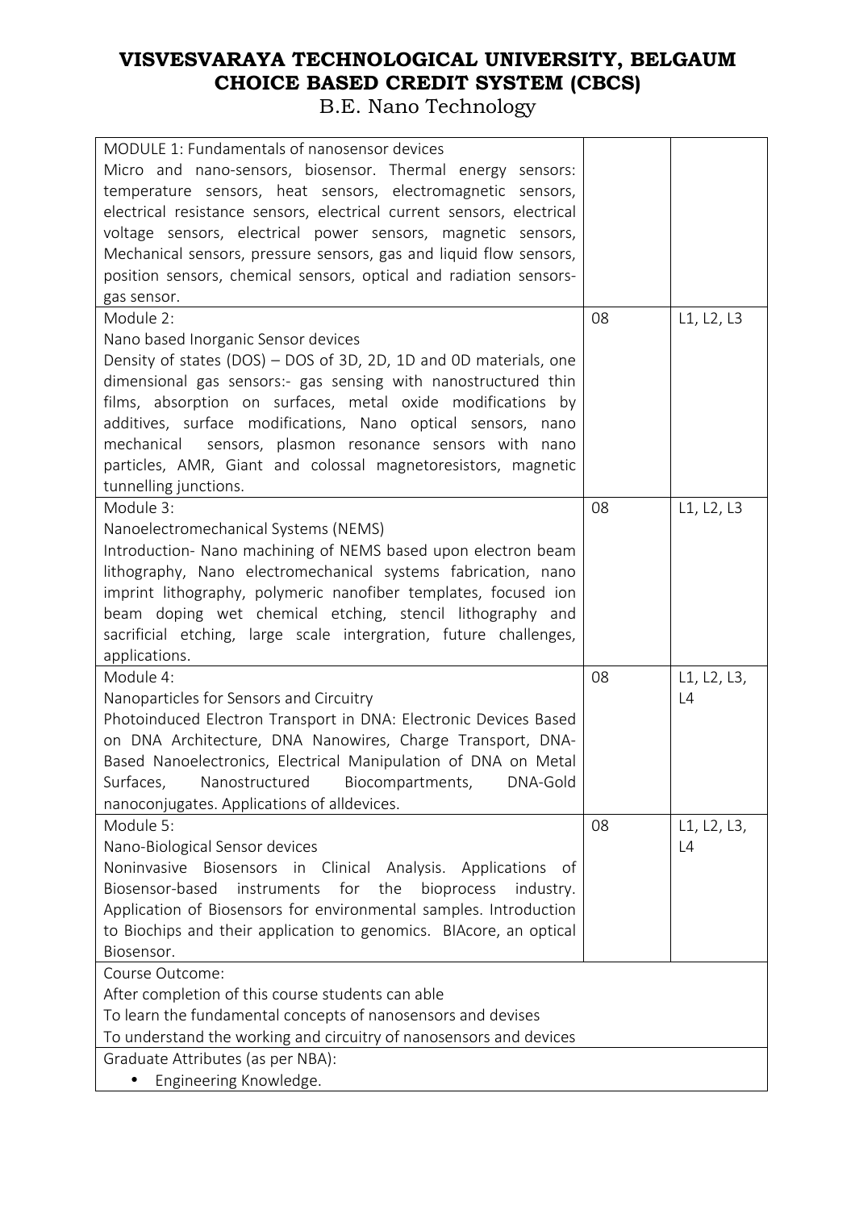# VISVESVARAYA TECHNOLOGICAL UNIVERSITY, BELGAUM
# CHOICE BASED CREDIT SYSTEM (CBCS)

B.E. Nano Technology

| | | |
|---|---|---|
| MODULE 1: Fundamentals of nanosensor devices<br>Micro and nano-sensors, biosensor. Thermal energy sensors: temperature sensors, heat sensors, electromagnetic sensors, electrical resistance sensors, electrical current sensors, electrical voltage sensors, electrical power sensors, magnetic sensors, Mechanical sensors, pressure sensors, gas and liquid flow sensors, position sensors, chemical sensors, optical and radiation sensors-gas sensor. | | |
| Module 2:<br>Nano based Inorganic Sensor devices<br>Density of states (DOS) – DOS of 3D, 2D, 1D and 0D materials, one dimensional gas sensors:- gas sensing with nanostructured thin films, absorption on surfaces, metal oxide modifications by additives, surface modifications, Nano optical sensors, nano mechanical sensors, plasmon resonance sensors with nano particles, AMR, Giant and colossal magnetoresistors, magnetic tunnelling junctions. | 08 | L1, L2, L3 |
| Module 3:<br>Nanoelectromechanical Systems (NEMS)<br>Introduction- Nano machining of NEMS based upon electron beam lithography, Nano electromechanical systems fabrication, nano imprint lithography, polymeric nanofiber templates, focused ion beam doping wet chemical etching, stencil lithography and sacrificial etching, large scale intergration, future challenges, applications. | 08 | L1, L2, L3 |
| Module 4:<br>Nanoparticles for Sensors and Circuitry<br>Photoinduced Electron Transport in DNA: Electronic Devices Based on DNA Architecture, DNA Nanowires, Charge Transport, DNA-Based Nanoelectronics, Electrical Manipulation of DNA on Metal Surfaces, Nanostructured Biocompartments, DNA-Gold nanoconjugates. Applications of alldevices. | 08 | L1, L2, L3, L4 |
| Module 5:<br>Nano-Biological Sensor devices<br>Noninvasive Biosensors in Clinical Analysis. Applications of Biosensor-based instruments for the bioprocess industry. Application of Biosensors for environmental samples. Introduction to Biochips and their application to genomics. BIAcore, an optical Biosensor. | 08 | L1, L2, L3, L4 |
| Course Outcome:<br>After completion of this course students can able<br>To learn the fundamental concepts of nanosensors and devises<br>To understand the working and circuitry of nanosensors and devices | | |
| Graduate Attributes (as per NBA):<br>• Engineering Knowledge. | | |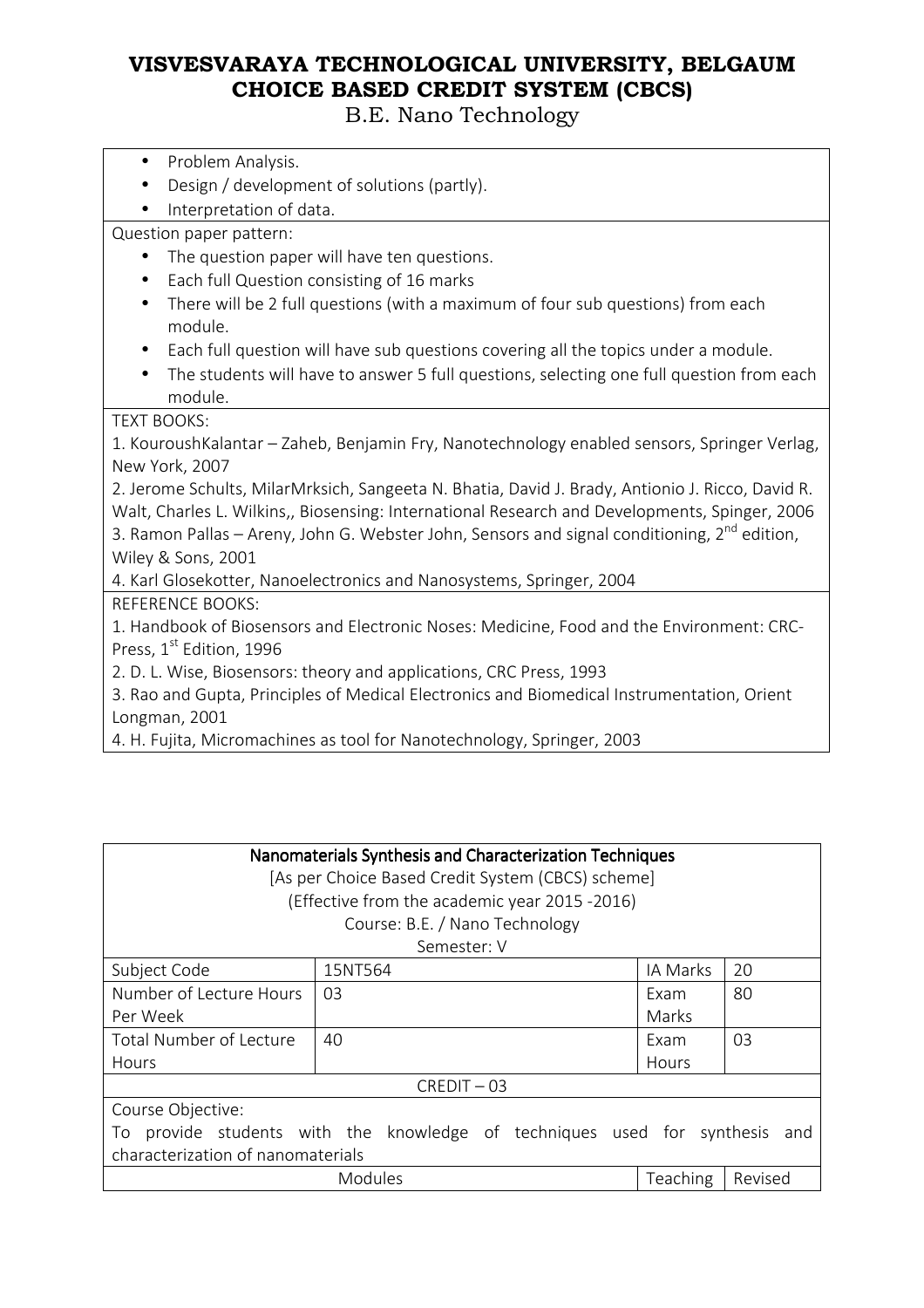- Problem Analysis.
- Design / development of solutions (partly).
- Interpretation of data.

Question paper pattern:

- The question paper will have ten questions.
- Each full Question consisting of 16 marks
- There will be 2 full questions (with a maximum of four sub questions) from each module.
- Each full question will have sub questions covering all the topics under a module.
- The students will have to answer 5 full questions, selecting one full question from each module.

TEXT BOOKS:

1. KouroushKalantar – Zaheb, Benjamin Fry, Nanotechnology enabled sensors, Springer Verlag, New York, 2007
2. Jerome Schults, MilarMrksich, Sangeeta N. Bhatia, David J. Brady, Antionio J. Ricco, David R. Walt, Charles L. Wilkins,, Biosensing: International Research and Developments, Spinger, 2006
3. Ramon Pallas – Areny, John G. Webster John, Sensors and signal conditioning, 2nd edition, Wiley & Sons, 2001
4. Karl Glosekotter, Nanoelectronics and Nanosystems, Springer, 2004

REFERENCE BOOKS:

1. Handbook of Biosensors and Electronic Noses: Medicine, Food and the Environment: CRC-Press, 1st Edition, 1996
2. D. L. Wise, Biosensors: theory and applications, CRC Press, 1993
3. Rao and Gupta, Principles of Medical Electronics and Biomedical Instrumentation, Orient Longman, 2001
4. H. Fujita, Micromachines as tool for Nanotechnology, Springer, 2003

## Nanomaterials Synthesis and Characterization Techniques

[As per Choice Based Credit System (CBCS) scheme]
(Effective from the academic year 2015 -2016)
Course: B.E. / Nano Technology
Semester: V

| Subject Code | 15NT564 | IA Marks | 20 |
|---|---|---|---|
| Number of Lecture Hours Per Week | 03 | Exam Marks | 80 |
| Total Number of Lecture Hours | 40 | Exam Hours | 03 |
| CREDIT – 03 | | | |

Course Objective:
To provide students with the knowledge of techniques used for synthesis and characterization of nanomaterials

| Modules | Teaching | Revised |
|---|---|---|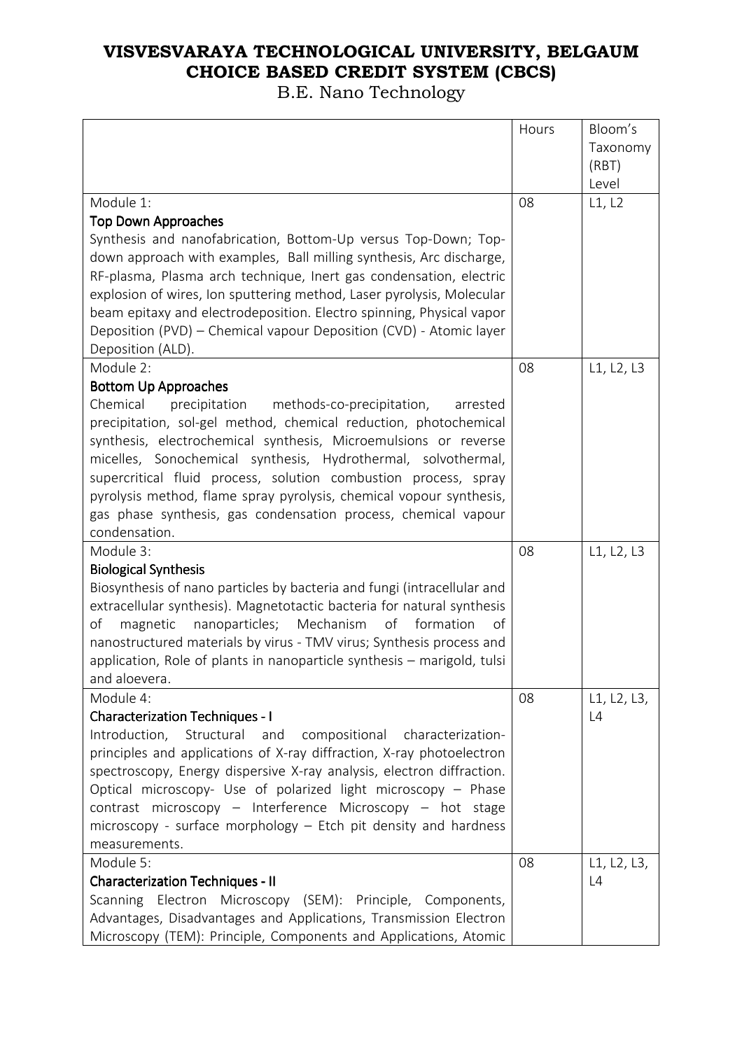# VISVESVARAYA TECHNOLOGICAL UNIVERSITY, BELGAUM
# CHOICE BASED CREDIT SYSTEM (CBCS)

B.E. Nano Technology

| | Hours | Bloom's Taxonomy (RBT) Level |
|---|---|---|
| Module 1:<br>**Top Down Approaches**<br>Synthesis and nanofabrication, Bottom-Up versus Top-Down; Top-down approach with examples, Ball milling synthesis, Arc discharge, RF-plasma, Plasma arch technique, Inert gas condensation, electric explosion of wires, Ion sputtering method, Laser pyrolysis, Molecular beam epitaxy and electrodeposition. Electro spinning, Physical vapor Deposition (PVD) – Chemical vapour Deposition (CVD) - Atomic layer Deposition (ALD). | 08 | L1, L2 |
| Module 2:<br>**Bottom Up Approaches**<br>Chemical precipitation methods-co-precipitation, arrested precipitation, sol-gel method, chemical reduction, photochemical synthesis, electrochemical synthesis, Microemulsions or reverse micelles, Sonochemical synthesis, Hydrothermal, solvothermal, supercritical fluid process, solution combustion process, spray pyrolysis method, flame spray pyrolysis, chemical vopour synthesis, gas phase synthesis, gas condensation process, chemical vapour condensation. | 08 | L1, L2, L3 |
| Module 3:<br>**Biological Synthesis**<br>Biosynthesis of nano particles by bacteria and fungi (intracellular and extracellular synthesis). Magnetotactic bacteria for natural synthesis of magnetic nanoparticles; Mechanism of formation of nanostructured materials by virus - TMV virus; Synthesis process and application, Role of plants in nanoparticle synthesis – marigold, tulsi and aloevera. | 08 | L1, L2, L3 |
| Module 4:<br>**Characterization Techniques - I**<br>Introduction, Structural and compositional characterization-principles and applications of X-ray diffraction, X-ray photoelectron spectroscopy, Energy dispersive X-ray analysis, electron diffraction. Optical microscopy- Use of polarized light microscopy – Phase contrast microscopy – Interference Microscopy – hot stage microscopy - surface morphology – Etch pit density and hardness measurements. | 08 | L1, L2, L3, L4 |
| Module 5:<br>**Characterization Techniques - II**<br>Scanning Electron Microscopy (SEM): Principle, Components, Advantages, Disadvantages and Applications, Transmission Electron Microscopy (TEM): Principle, Components and Applications, Atomic | 08 | L1, L2, L3, L4 |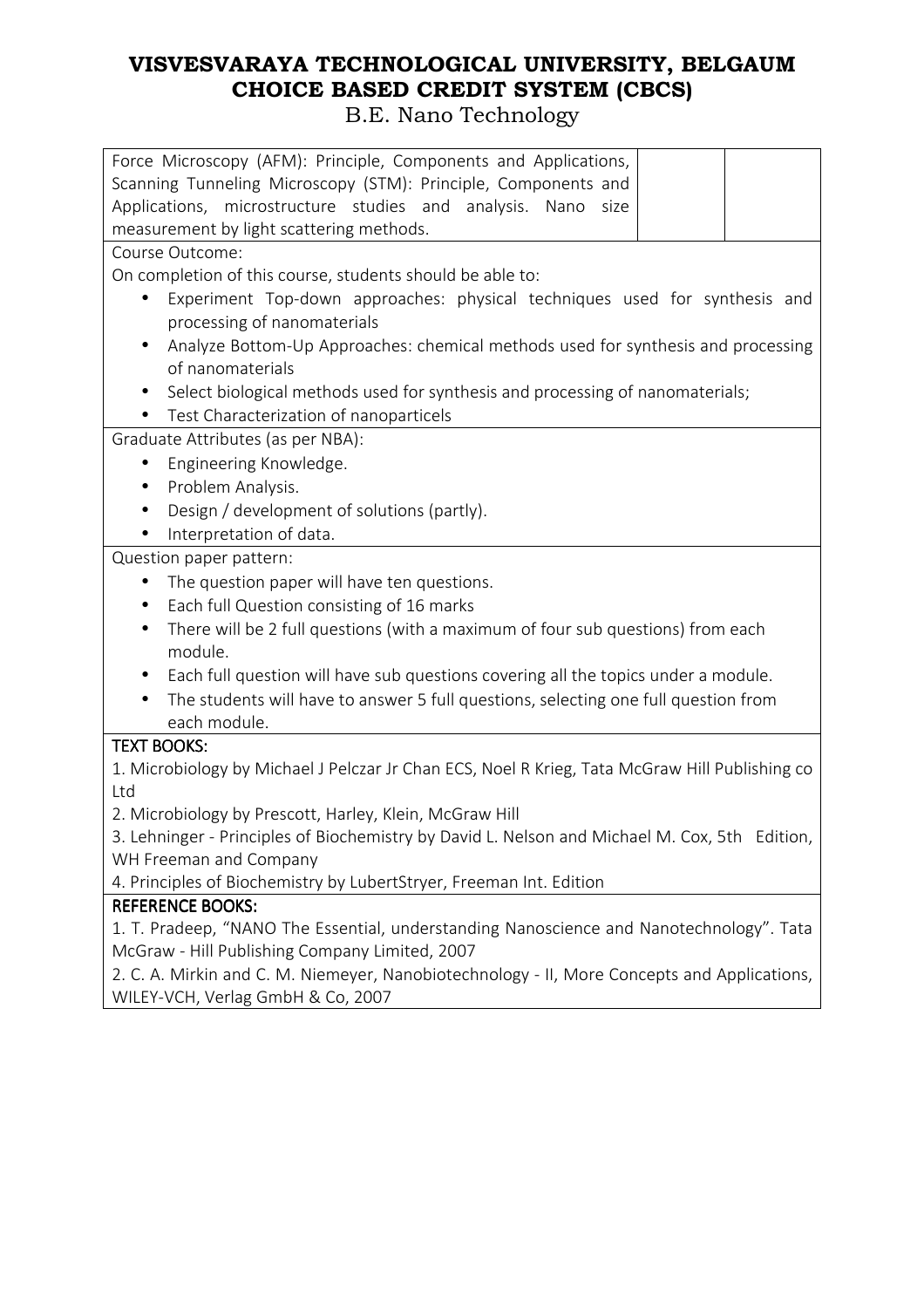| Force Microscopy (AFM): Principle, Components and Applications, Scanning Tunneling Microscopy (STM): Principle, Components and Applications, microstructure studies and analysis. Nano size measurement by light scattering methods. | | |
|---|---|---|

Course Outcome:

On completion of this course, students should be able to:

- Experiment Top-down approaches: physical techniques used for synthesis and processing of nanomaterials
- Analyze Bottom-Up Approaches: chemical methods used for synthesis and processing of nanomaterials
- Select biological methods used for synthesis and processing of nanomaterials;
- Test Characterization of nanoparticels

Graduate Attributes (as per NBA):

- Engineering Knowledge.
- Problem Analysis.
- Design / development of solutions (partly).
- Interpretation of data.

Question paper pattern:

- The question paper will have ten questions.
- Each full Question consisting of 16 marks
- There will be 2 full questions (with a maximum of four sub questions) from each module.
- Each full question will have sub questions covering all the topics under a module.
- The students will have to answer 5 full questions, selecting one full question from each module.

**TEXT BOOKS:**

1. Microbiology by Michael J Pelczar Jr Chan ECS, Noel R Krieg, Tata McGraw Hill Publishing co Ltd
2. Microbiology by Prescott, Harley, Klein, McGraw Hill
3. Lehninger - Principles of Biochemistry by David L. Nelson and Michael M. Cox, 5th Edition, WH Freeman and Company
4. Principles of Biochemistry by LubertStryer, Freeman Int. Edition

**REFERENCE BOOKS:**

1. T. Pradeep, "NANO The Essential, understanding Nanoscience and Nanotechnology". Tata McGraw - Hill Publishing Company Limited, 2007
2. C. A. Mirkin and C. M. Niemeyer, Nanobiotechnology - II, More Concepts and Applications, WILEY-VCH, Verlag GmbH & Co, 2007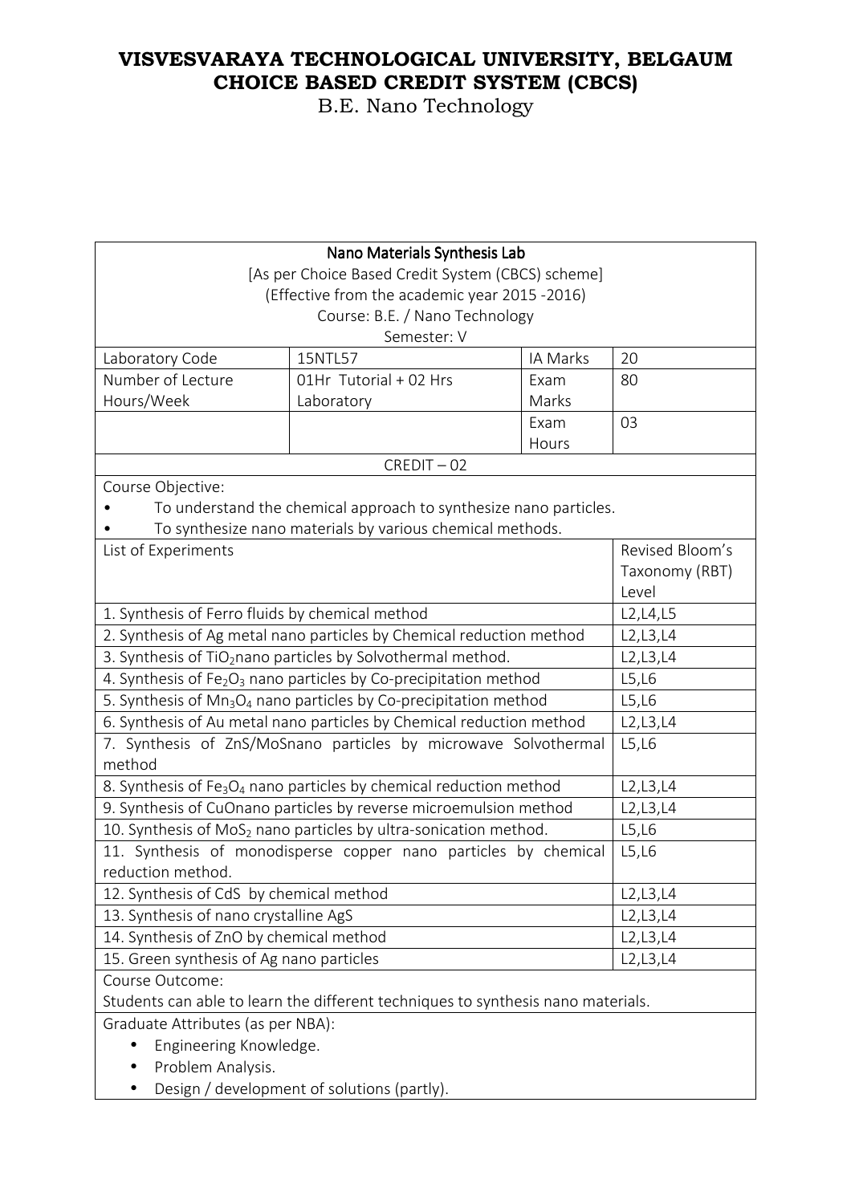# VISVESVARAYA TECHNOLOGICAL UNIVERSITY, BELGAUM
# CHOICE BASED CREDIT SYSTEM (CBCS)
## B.E. Nano Technology

| Nano Materials Synthesis Lab<br>[As per Choice Based Credit System (CBCS) scheme]<br>(Effective from the academic year 2015 -2016)<br>Course: B.E. / Nano Technology<br>Semester: V | | | |
|---|---|---|---|
| Laboratory Code | 15NTL57 | IA Marks | 20 |
| Number of Lecture Hours/Week | 01Hr Tutorial + 02 Hrs Laboratory | Exam Marks | 80 |
| | | Exam Hours | 03 |
| CREDIT – 02 | | | |
| Course Objective:<br>• To understand the chemical approach to synthesize nano particles.<br>• To synthesize nano materials by various chemical methods. | | | |
| List of Experiments | | | Revised Bloom's Taxonomy (RBT) Level |
| 1. Synthesis of Ferro fluids by chemical method | | | L2,L4,L5 |
| 2. Synthesis of Ag metal nano particles by Chemical reduction method | | | L2,L3,L4 |
| 3. Synthesis of $TiO_2$nano particles by Solvothermal method. | | | L2,L3,L4 |
| 4. Synthesis of $Fe_2O_3$ nano particles by Co-precipitation method | | | L5,L6 |
| 5. Synthesis of $Mn_3O_4$ nano particles by Co-precipitation method | | | L5,L6 |
| 6. Synthesis of Au metal nano particles by Chemical reduction method | | | L2,L3,L4 |
| 7. Synthesis of ZnS/MoSnano particles by microwave Solvothermal method | | | L5,L6 |
| 8. Synthesis of $Fe_3O_4$ nano particles by chemical reduction method | | | L2,L3,L4 |
| 9. Synthesis of CuOnano particles by reverse microemulsion method | | | L2,L3,L4 |
| 10. Synthesis of $MoS_2$ nano particles by ultra-sonication method. | | | L5,L6 |
| 11. Synthesis of monodisperse copper nano particles by chemical reduction method. | | | L5,L6 |
| 12. Synthesis of CdS by chemical method | | | L2,L3,L4 |
| 13. Synthesis of nano crystalline AgS | | | L2,L3,L4 |
| 14. Synthesis of ZnO by chemical method | | | L2,L3,L4 |
| 15. Green synthesis of Ag nano particles | | | L2,L3,L4 |
| Course Outcome:<br>Students can able to learn the different techniques to synthesis nano materials. | | | |
| Graduate Attributes (as per NBA):<br>• Engineering Knowledge.<br>• Problem Analysis.<br>• Design / development of solutions (partly). | | | |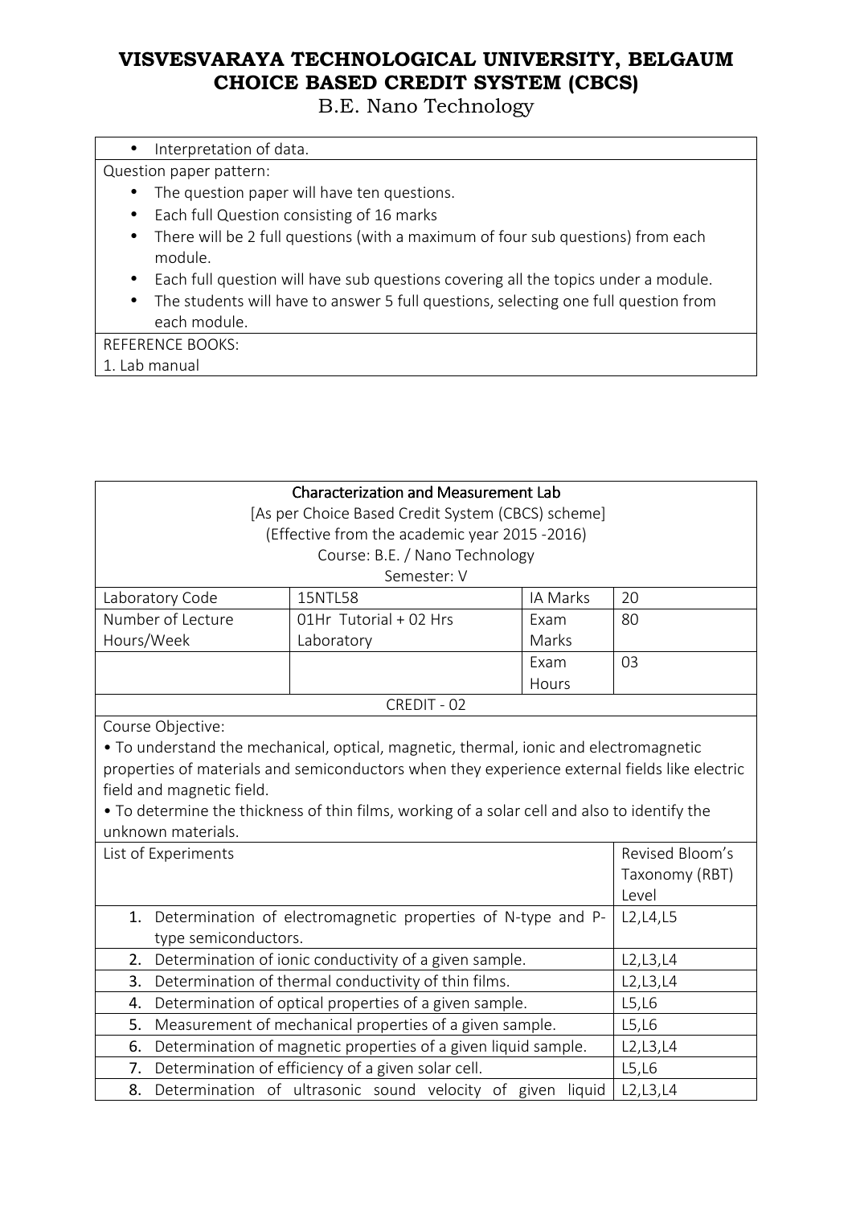- Interpretation of data.

Question paper pattern:

- The question paper will have ten questions.
- Each full Question consisting of 16 marks
- There will be 2 full questions (with a maximum of four sub questions) from each module.
- Each full question will have sub questions covering all the topics under a module.
- The students will have to answer 5 full questions, selecting one full question from each module.

REFERENCE BOOKS:

1. Lab manual

## Characterization and Measurement Lab

[As per Choice Based Credit System (CBCS) scheme]
(Effective from the academic year 2015 -2016)
Course: B.E. / Nano Technology
Semester: V

| Laboratory Code | 15NTL58 | IA Marks | 20 |
|---|---|---|---|
| Number of Lecture Hours/Week | 01Hr Tutorial + 02 Hrs Laboratory | Exam Marks | 80 |
| | | Exam Hours | 03 |

CREDIT - 02

Course Objective:

- To understand the mechanical, optical, magnetic, thermal, ionic and electromagnetic properties of materials and semiconductors when they experience external fields like electric field and magnetic field.
- To determine the thickness of thin films, working of a solar cell and also to identify the unknown materials.

| List of Experiments | Revised Bloom's Taxonomy (RBT) Level |
|---|---|
| 1. Determination of electromagnetic properties of N-type and P-type semiconductors. | L2,L4,L5 |
| 2. Determination of ionic conductivity of a given sample. | L2,L3,L4 |
| 3. Determination of thermal conductivity of thin films. | L2,L3,L4 |
| 4. Determination of optical properties of a given sample. | L5,L6 |
| 5. Measurement of mechanical properties of a given sample. | L5,L6 |
| 6. Determination of magnetic properties of a given liquid sample. | L2,L3,L4 |
| 7. Determination of efficiency of a given solar cell. | L5,L6 |
| 8. Determination of ultrasonic sound velocity of given liquid | L2,L3,L4 |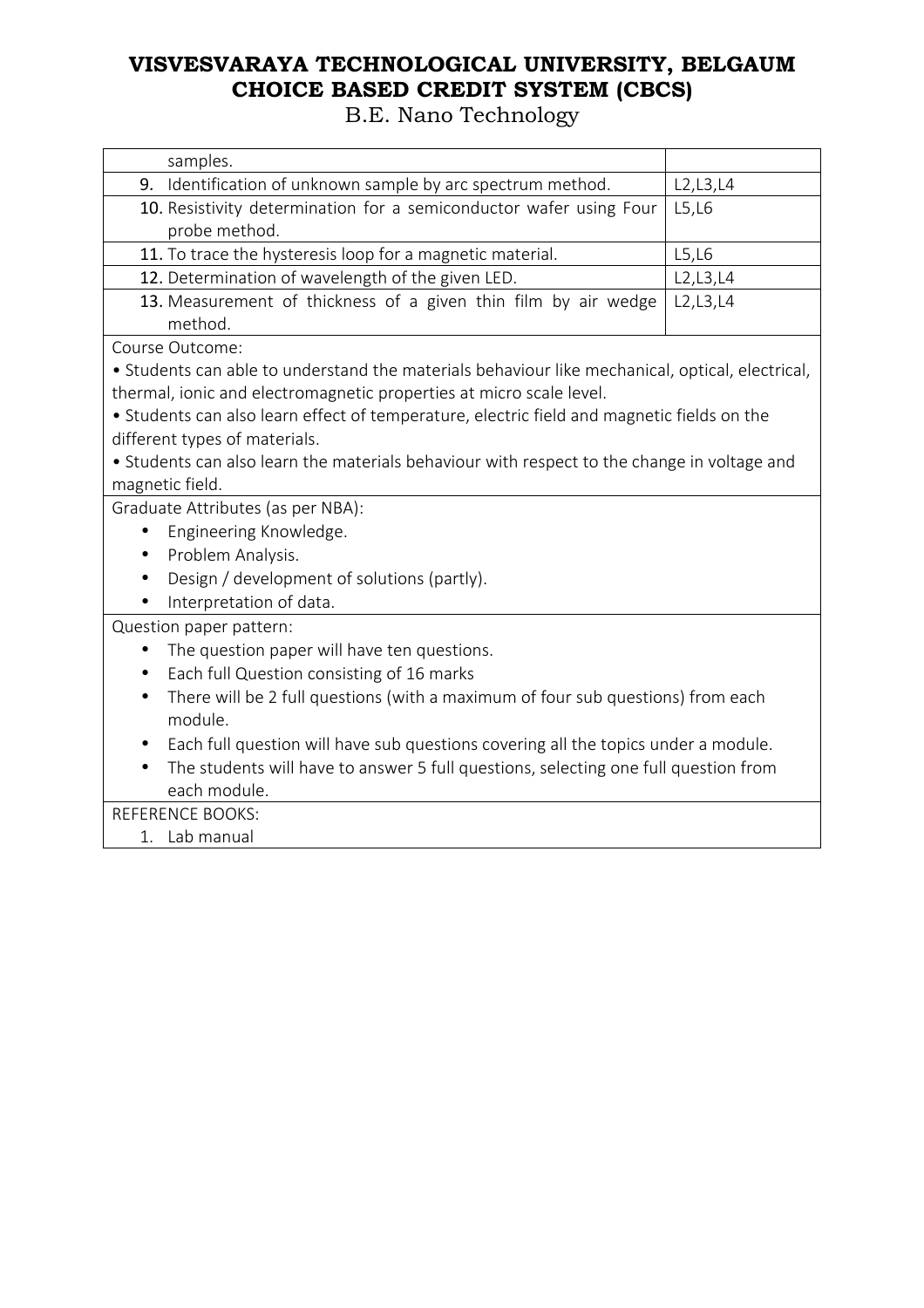| | |
|---|---|
| samples. | |
| 9. Identification of unknown sample by arc spectrum method. | L2,L3,L4 |
| 10. Resistivity determination for a semiconductor wafer using Four probe method. | L5,L6 |
| 11. To trace the hysteresis loop for a magnetic material. | L5,L6 |
| 12. Determination of wavelength of the given LED. | L2,L3,L4 |
| 13. Measurement of thickness of a given thin film by air wedge method. | L2,L3,L4 |

Course Outcome:

• Students can able to understand the materials behaviour like mechanical, optical, electrical, thermal, ionic and electromagnetic properties at micro scale level.

• Students can also learn effect of temperature, electric field and magnetic fields on the different types of materials.

• Students can also learn the materials behaviour with respect to the change in voltage and magnetic field.

Graduate Attributes (as per NBA):

- Engineering Knowledge.
- Problem Analysis.
- Design / development of solutions (partly).
- Interpretation of data.

Question paper pattern:

- The question paper will have ten questions.
- Each full Question consisting of 16 marks
- There will be 2 full questions (with a maximum of four sub questions) from each module.
- Each full question will have sub questions covering all the topics under a module.
- The students will have to answer 5 full questions, selecting one full question from each module.

REFERENCE BOOKS:

1. Lab manual